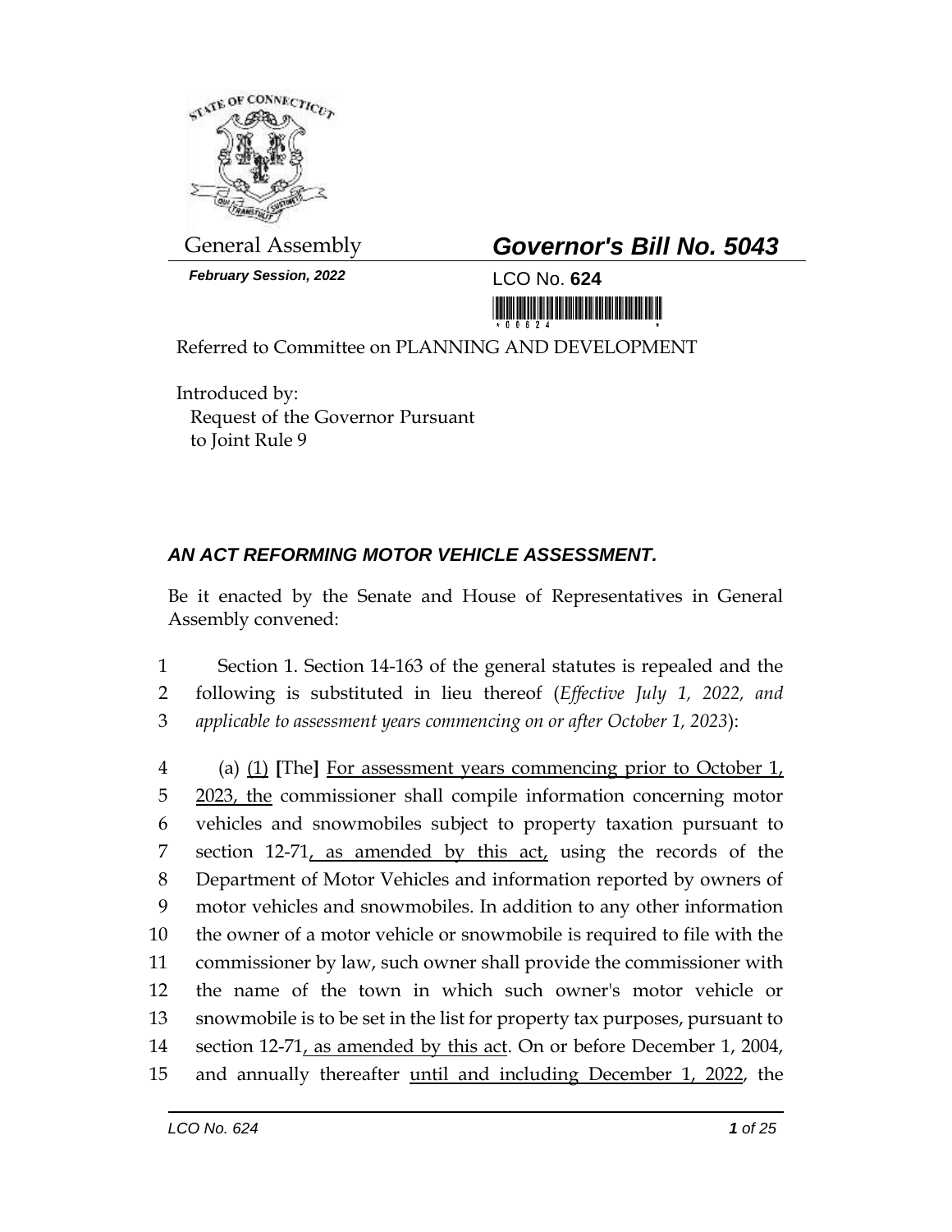General Assembly

**Governor's Bill No. 5043**

*February Session, 2022*

LCO No. **624**

Referred to Committee on PLANNING AND DEVELOPMENT

Introduced by:
Request of the Governor Pursuant to Joint Rule 9

### *AN ACT REFORMING MOTOR VEHICLE ASSESSMENT.*

Be it enacted by the Senate and House of Representatives in General Assembly convened:

1 Section 1. Section 14-163 of the general statutes is repealed and the
2 following is substituted in lieu thereof (*Effective July 1, 2022, and*
3 *applicable to assessment years commencing on or after October 1, 2023*):

4 (a) <u>(1)</u> **[**The**]** <u>For assessment years commencing prior to October 1,</u>
5 <u>2023, the</u> commissioner shall compile information concerning motor
6 vehicles and snowmobiles subject to property taxation pursuant to
7 section 12-71<u>, as amended by this act,</u> using the records of the
8 Department of Motor Vehicles and information reported by owners of
9 motor vehicles and snowmobiles. In addition to any other information
10 the owner of a motor vehicle or snowmobile is required to file with the
11 commissioner by law, such owner shall provide the commissioner with
12 the name of the town in which such owner's motor vehicle or
13 snowmobile is to be set in the list for property tax purposes, pursuant to
14 section 12-71<u>, as amended by this act</u>. On or before December 1, 2004,
15 and annually thereafter <u>until and including December 1, 2022</u>, the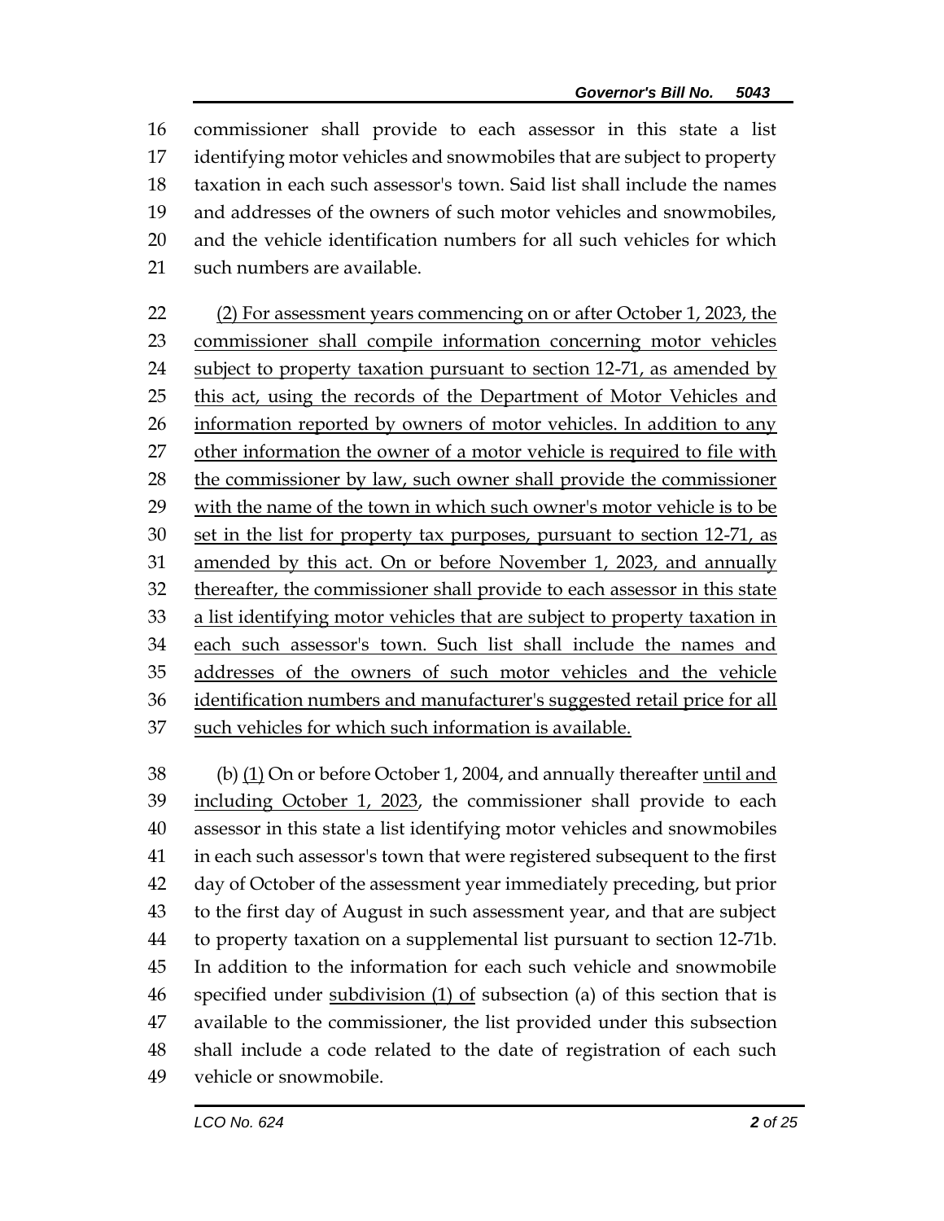commissioner shall provide to each assessor in this state a list identifying motor vehicles and snowmobiles that are subject to property taxation in each such assessor's town. Said list shall include the names and addresses of the owners of such motor vehicles and snowmobiles, and the vehicle identification numbers for all such vehicles for which such numbers are available.

<u>(2) For assessment years commencing on or after October 1, 2023, the commissioner shall compile information concerning motor vehicles subject to property taxation pursuant to section 12-71, as amended by this act, using the records of the Department of Motor Vehicles and information reported by owners of motor vehicles. In addition to any other information the owner of a motor vehicle is required to file with the commissioner by law, such owner shall provide the commissioner with the name of the town in which such owner's motor vehicle is to be set in the list for property tax purposes, pursuant to section 12-71, as amended by this act. On or before November 1, 2023, and annually thereafter, the commissioner shall provide to each assessor in this state a list identifying motor vehicles that are subject to property taxation in each such assessor's town. Such list shall include the names and addresses of the owners of such motor vehicles and the vehicle identification numbers and manufacturer's suggested retail price for all such vehicles for which such information is available.</u>

(b) <u>(1)</u> On or before October 1, 2004, and annually thereafter <u>until and including October 1, 2023</u>, the commissioner shall provide to each assessor in this state a list identifying motor vehicles and snowmobiles in each such assessor's town that were registered subsequent to the first day of October of the assessment year immediately preceding, but prior to the first day of August in such assessment year, and that are subject to property taxation on a supplemental list pursuant to section 12-71b. In addition to the information for each such vehicle and snowmobile specified under <u>subdivision (1) of</u> subsection (a) of this section that is available to the commissioner, the list provided under this subsection shall include a code related to the date of registration of each such vehicle or snowmobile.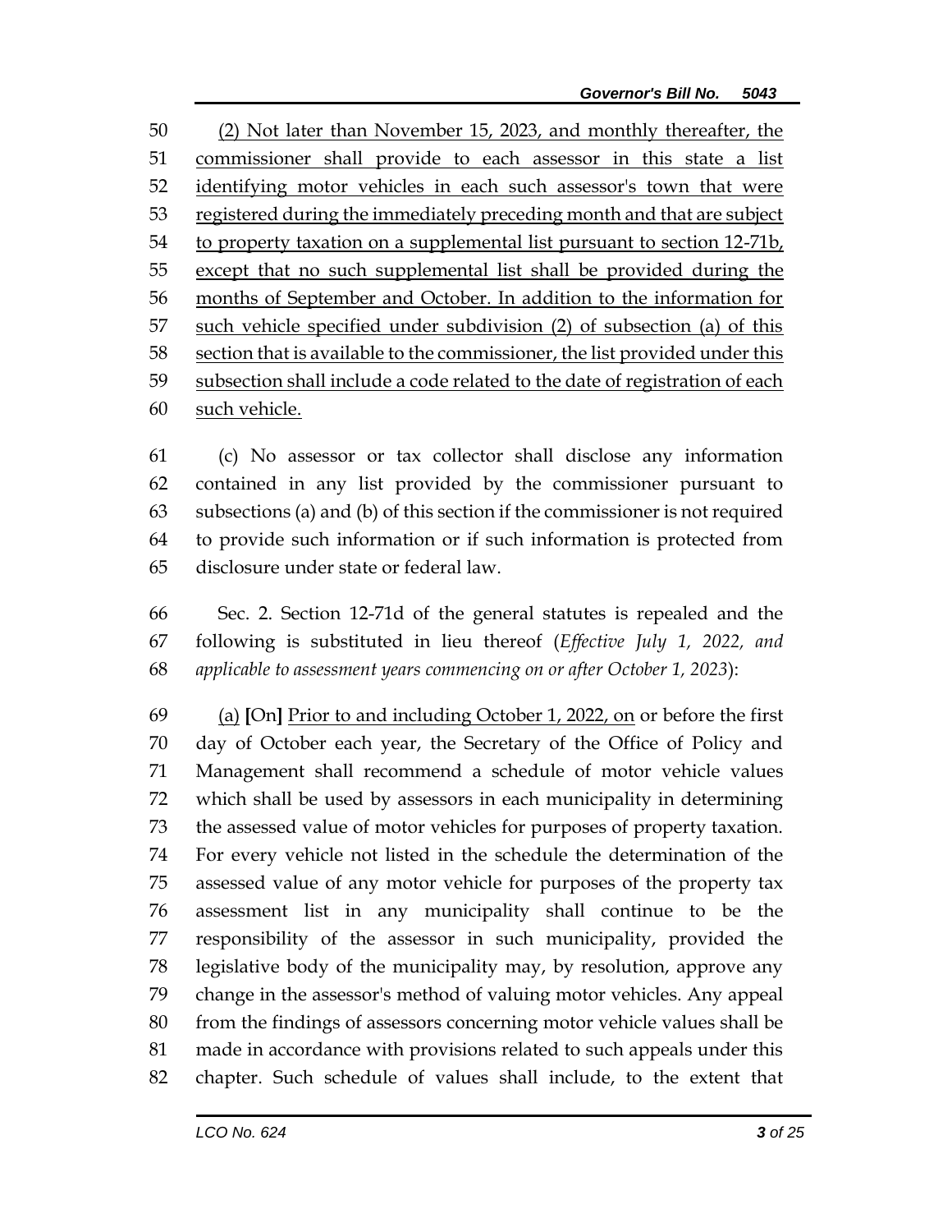(2) Not later than November 15, 2023, and monthly thereafter, the commissioner shall provide to each assessor in this state a list identifying motor vehicles in each such assessor's town that were registered during the immediately preceding month and that are subject to property taxation on a supplemental list pursuant to section 12-71b, except that no such supplemental list shall be provided during the months of September and October. In addition to the information for such vehicle specified under subdivision (2) of subsection (a) of this section that is available to the commissioner, the list provided under this subsection shall include a code related to the date of registration of each such vehicle.

(c) No assessor or tax collector shall disclose any information contained in any list provided by the commissioner pursuant to subsections (a) and (b) of this section if the commissioner is not required to provide such information or if such information is protected from disclosure under state or federal law.

Sec. 2. Section 12-71d of the general statutes is repealed and the following is substituted in lieu thereof (*Effective July 1, 2022, and applicable to assessment years commencing on or after October 1, 2023*):

(a) [On] Prior to and including October 1, 2022, on or before the first day of October each year, the Secretary of the Office of Policy and Management shall recommend a schedule of motor vehicle values which shall be used by assessors in each municipality in determining the assessed value of motor vehicles for purposes of property taxation. For every vehicle not listed in the schedule the determination of the assessed value of any motor vehicle for purposes of the property tax assessment list in any municipality shall continue to be the responsibility of the assessor in such municipality, provided the legislative body of the municipality may, by resolution, approve any change in the assessor's method of valuing motor vehicles. Any appeal from the findings of assessors concerning motor vehicle values shall be made in accordance with provisions related to such appeals under this chapter. Such schedule of values shall include, to the extent that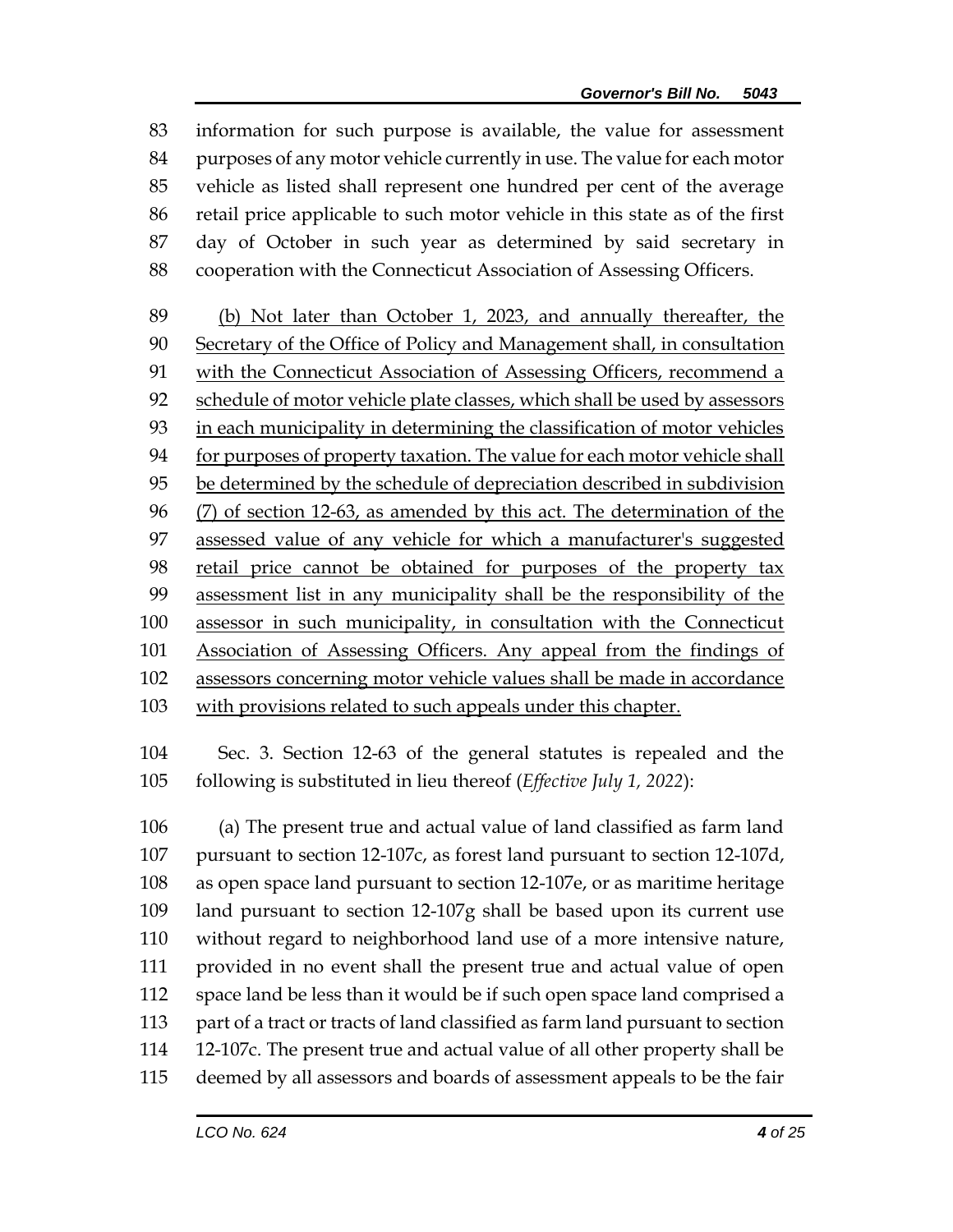information for such purpose is available, the value for assessment purposes of any motor vehicle currently in use. The value for each motor vehicle as listed shall represent one hundred per cent of the average retail price applicable to such motor vehicle in this state as of the first day of October in such year as determined by said secretary in cooperation with the Connecticut Association of Assessing Officers.

<u>(b) Not later than October 1, 2023, and annually thereafter, the Secretary of the Office of Policy and Management shall, in consultation with the Connecticut Association of Assessing Officers, recommend a schedule of motor vehicle plate classes, which shall be used by assessors in each municipality in determining the classification of motor vehicles for purposes of property taxation. The value for each motor vehicle shall be determined by the schedule of depreciation described in subdivision (7) of section 12-63, as amended by this act. The determination of the assessed value of any vehicle for which a manufacturer's suggested retail price cannot be obtained for purposes of the property tax assessment list in any municipality shall be the responsibility of the assessor in such municipality, in consultation with the Connecticut Association of Assessing Officers. Any appeal from the findings of assessors concerning motor vehicle values shall be made in accordance with provisions related to such appeals under this chapter.</u>

Sec. 3. Section 12-63 of the general statutes is repealed and the following is substituted in lieu thereof (*Effective July 1, 2022*):

(a) The present true and actual value of land classified as farm land pursuant to section 12-107c, as forest land pursuant to section 12-107d, as open space land pursuant to section 12-107e, or as maritime heritage land pursuant to section 12-107g shall be based upon its current use without regard to neighborhood land use of a more intensive nature, provided in no event shall the present true and actual value of open space land be less than it would be if such open space land comprised a part of a tract or tracts of land classified as farm land pursuant to section 12-107c. The present true and actual value of all other property shall be deemed by all assessors and boards of assessment appeals to be the fair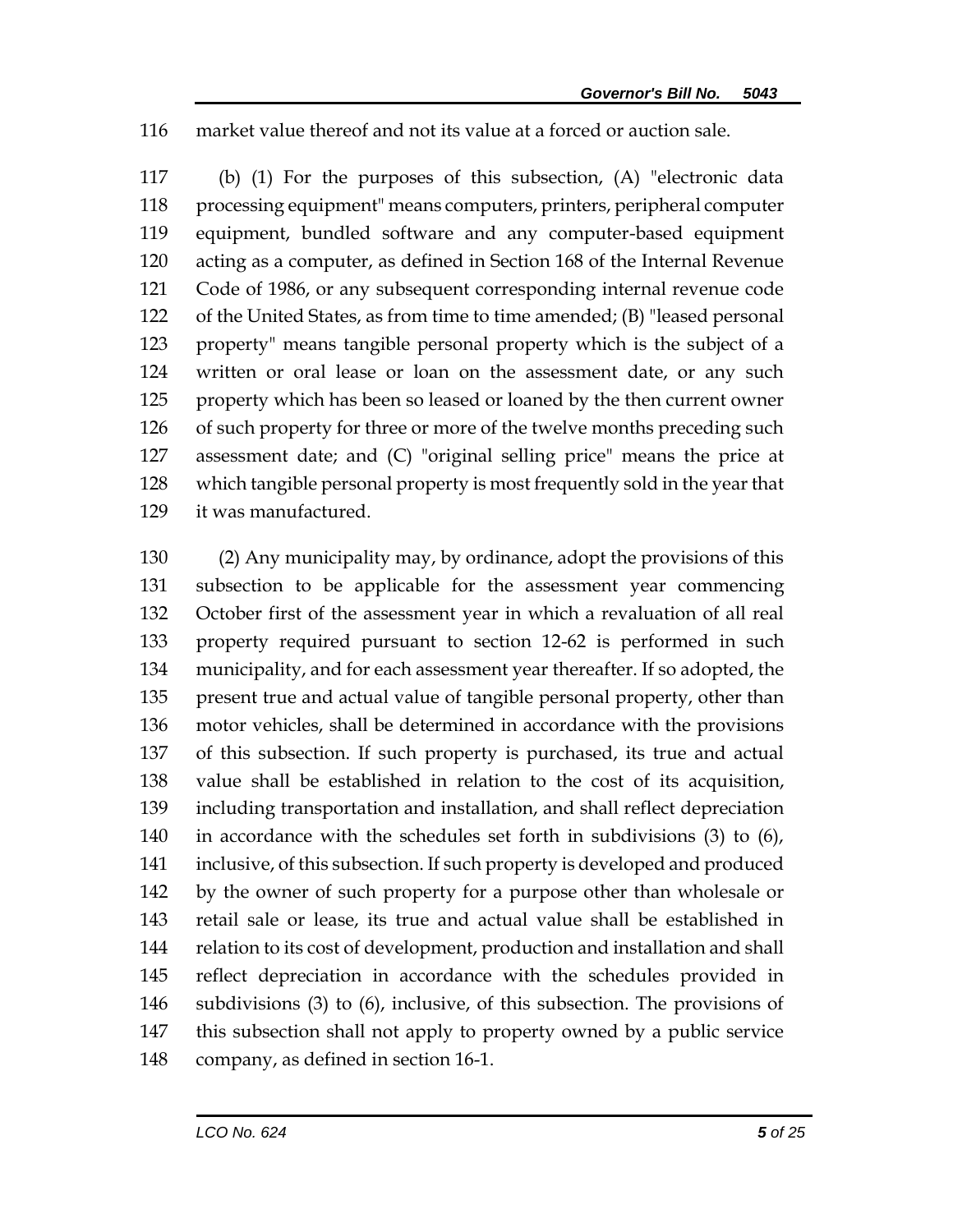market value thereof and not its value at a forced or auction sale.

(b) (1) For the purposes of this subsection, (A) "electronic data processing equipment" means computers, printers, peripheral computer equipment, bundled software and any computer-based equipment acting as a computer, as defined in Section 168 of the Internal Revenue Code of 1986, or any subsequent corresponding internal revenue code of the United States, as from time to time amended; (B) "leased personal property" means tangible personal property which is the subject of a written or oral lease or loan on the assessment date, or any such property which has been so leased or loaned by the then current owner of such property for three or more of the twelve months preceding such assessment date; and (C) "original selling price" means the price at which tangible personal property is most frequently sold in the year that it was manufactured.

(2) Any municipality may, by ordinance, adopt the provisions of this subsection to be applicable for the assessment year commencing October first of the assessment year in which a revaluation of all real property required pursuant to section 12-62 is performed in such municipality, and for each assessment year thereafter. If so adopted, the present true and actual value of tangible personal property, other than motor vehicles, shall be determined in accordance with the provisions of this subsection. If such property is purchased, its true and actual value shall be established in relation to the cost of its acquisition, including transportation and installation, and shall reflect depreciation in accordance with the schedules set forth in subdivisions (3) to (6), inclusive, of this subsection. If such property is developed and produced by the owner of such property for a purpose other than wholesale or retail sale or lease, its true and actual value shall be established in relation to its cost of development, production and installation and shall reflect depreciation in accordance with the schedules provided in subdivisions (3) to (6), inclusive, of this subsection. The provisions of this subsection shall not apply to property owned by a public service company, as defined in section 16-1.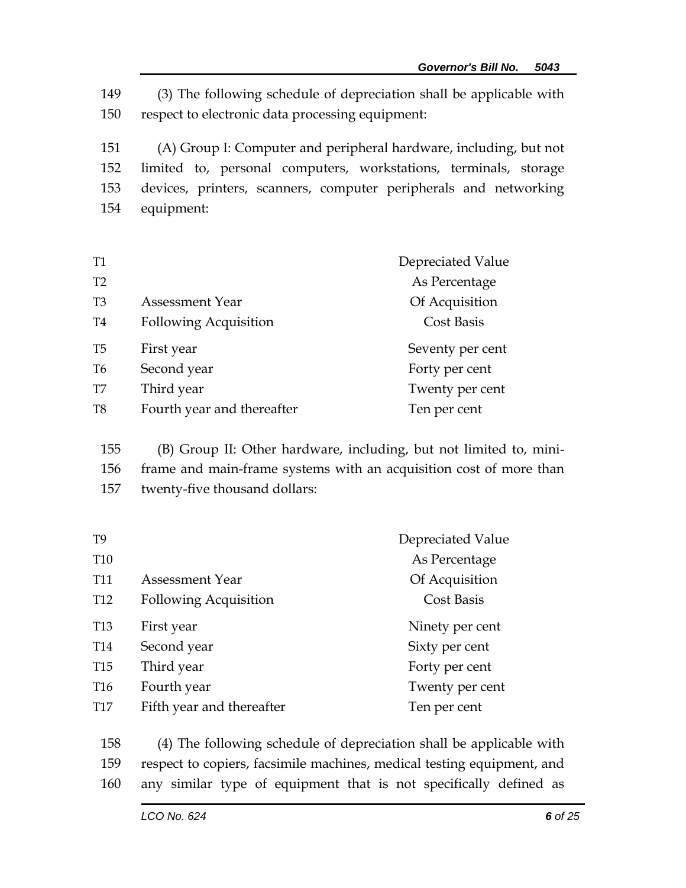(3) The following schedule of depreciation shall be applicable with respect to electronic data processing equipment:

(A) Group I: Computer and peripheral hardware, including, but not limited to, personal computers, workstations, terminals, storage devices, printers, scanners, computer peripherals and networking equipment:

| Assessment Year Following Acquisition | Depreciated Value As Percentage Of Acquisition Cost Basis |
|---|---|
| First year | Seventy per cent |
| Second year | Forty per cent |
| Third year | Twenty per cent |
| Fourth year and thereafter | Ten per cent |

(B) Group II: Other hardware, including, but not limited to, mini-frame and main-frame systems with an acquisition cost of more than twenty-five thousand dollars:

| Assessment Year Following Acquisition | Depreciated Value As Percentage Of Acquisition Cost Basis |
|---|---|
| First year | Ninety per cent |
| Second year | Sixty per cent |
| Third year | Forty per cent |
| Fourth year | Twenty per cent |
| Fifth year and thereafter | Ten per cent |

(4) The following schedule of depreciation shall be applicable with respect to copiers, facsimile machines, medical testing equipment, and any similar type of equipment that is not specifically defined as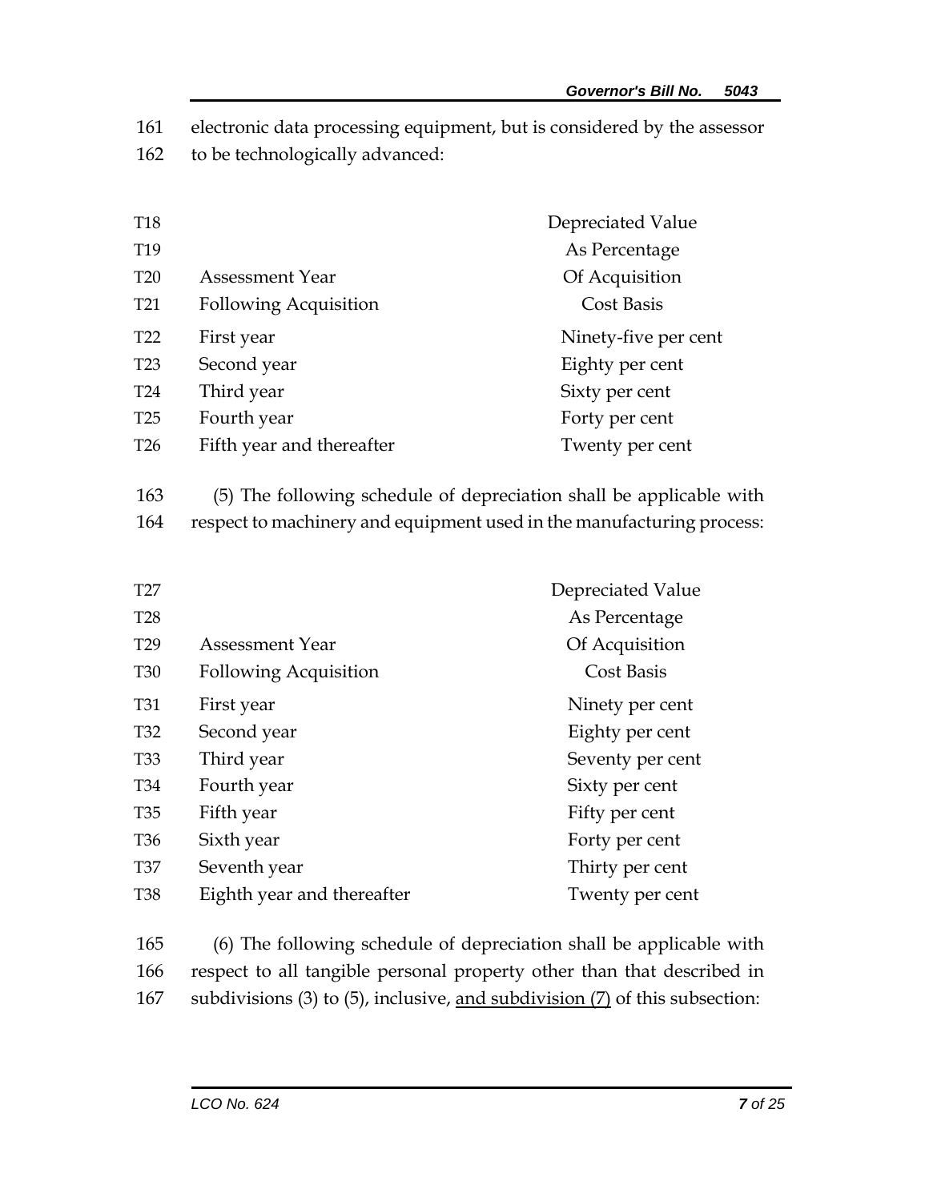electronic data processing equipment, but is considered by the assessor to be technologically advanced:

| Assessment Year Following Acquisition | Depreciated Value As Percentage Of Acquisition Cost Basis |
|---|---|
| First year | Ninety-five per cent |
| Second year | Eighty per cent |
| Third year | Sixty per cent |
| Fourth year | Forty per cent |
| Fifth year and thereafter | Twenty per cent |

(5) The following schedule of depreciation shall be applicable with respect to machinery and equipment used in the manufacturing process:

| Assessment Year Following Acquisition | Depreciated Value As Percentage Of Acquisition Cost Basis |
|---|---|
| First year | Ninety per cent |
| Second year | Eighty per cent |
| Third year | Seventy per cent |
| Fourth year | Sixty per cent |
| Fifth year | Fifty per cent |
| Sixth year | Forty per cent |
| Seventh year | Thirty per cent |
| Eighth year and thereafter | Twenty per cent |

(6) The following schedule of depreciation shall be applicable with respect to all tangible personal property other than that described in subdivisions (3) to (5), inclusive, <u>and subdivision (7)</u> of this subsection: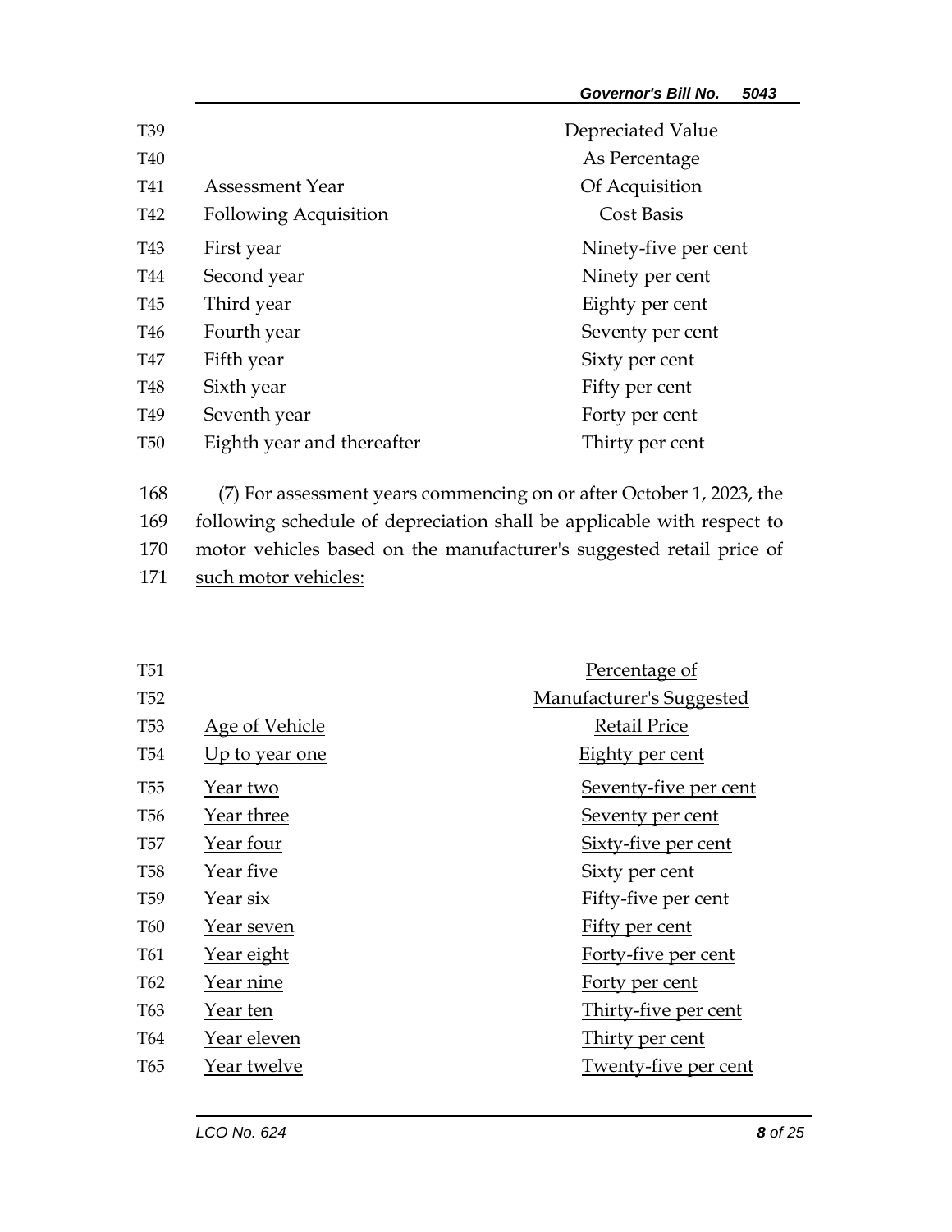| Assessment Year Following Acquisition | Depreciated Value As Percentage Of Acquisition Cost Basis |
|---|---|
| First year | Ninety-five per cent |
| Second year | Ninety per cent |
| Third year | Eighty per cent |
| Fourth year | Seventy per cent |
| Fifth year | Sixty per cent |
| Sixth year | Fifty per cent |
| Seventh year | Forty per cent |
| Eighth year and thereafter | Thirty per cent |

(7) For assessment years commencing on or after October 1, 2023, the following schedule of depreciation shall be applicable with respect to motor vehicles based on the manufacturer's suggested retail price of such motor vehicles:

| Age of Vehicle | Percentage of Manufacturer's Suggested Retail Price |
|---|---|
| Up to year one | Eighty per cent |
| Year two | Seventy-five per cent |
| Year three | Seventy per cent |
| Year four | Sixty-five per cent |
| Year five | Sixty per cent |
| Year six | Fifty-five per cent |
| Year seven | Fifty per cent |
| Year eight | Forty-five per cent |
| Year nine | Forty per cent |
| Year ten | Thirty-five per cent |
| Year eleven | Thirty per cent |
| Year twelve | Twenty-five per cent |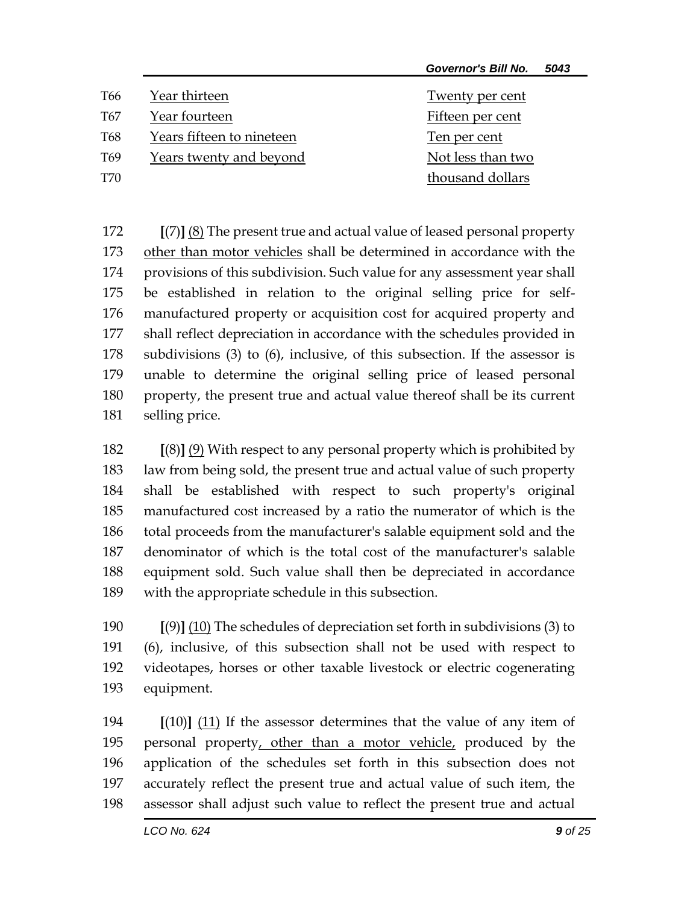| | | |
|---|---|---|
| T66 | <u>Year thirteen</u> | <u>Twenty per cent</u> |
| T67 | <u>Year fourteen</u> | <u>Fifteen per cent</u> |
| T68 | <u>Years fifteen to nineteen</u> | <u>Ten per cent</u> |
| T69 | <u>Years twenty and beyond</u> | <u>Not less than two</u> |
| T70 | | <u>thousand dollars</u> |

172 **[**(7)**]** <u>(8)</u> The present true and actual value of leased personal property
173 <u>other than motor vehicles</u> shall be determined in accordance with the
174 provisions of this subdivision. Such value for any assessment year shall
175 be established in relation to the original selling price for self-
176 manufactured property or acquisition cost for acquired property and
177 shall reflect depreciation in accordance with the schedules provided in
178 subdivisions (3) to (6), inclusive, of this subsection. If the assessor is
179 unable to determine the original selling price of leased personal
180 property, the present true and actual value thereof shall be its current
181 selling price.

182 **[**(8)**]** <u>(9)</u> With respect to any personal property which is prohibited by
183 law from being sold, the present true and actual value of such property
184 shall be established with respect to such property's original
185 manufactured cost increased by a ratio the numerator of which is the
186 total proceeds from the manufacturer's salable equipment sold and the
187 denominator of which is the total cost of the manufacturer's salable
188 equipment sold. Such value shall then be depreciated in accordance
189 with the appropriate schedule in this subsection.

190 **[**(9)**]** <u>(10)</u> The schedules of depreciation set forth in subdivisions (3) to
191 (6), inclusive, of this subsection shall not be used with respect to
192 videotapes, horses or other taxable livestock or electric cogenerating
193 equipment.

194 **[**(10)**]** <u>(11)</u> If the assessor determines that the value of any item of
195 personal property<u>, other than a motor vehicle,</u> produced by the
196 application of the schedules set forth in this subsection does not
197 accurately reflect the present true and actual value of such item, the
198 assessor shall adjust such value to reflect the present true and actual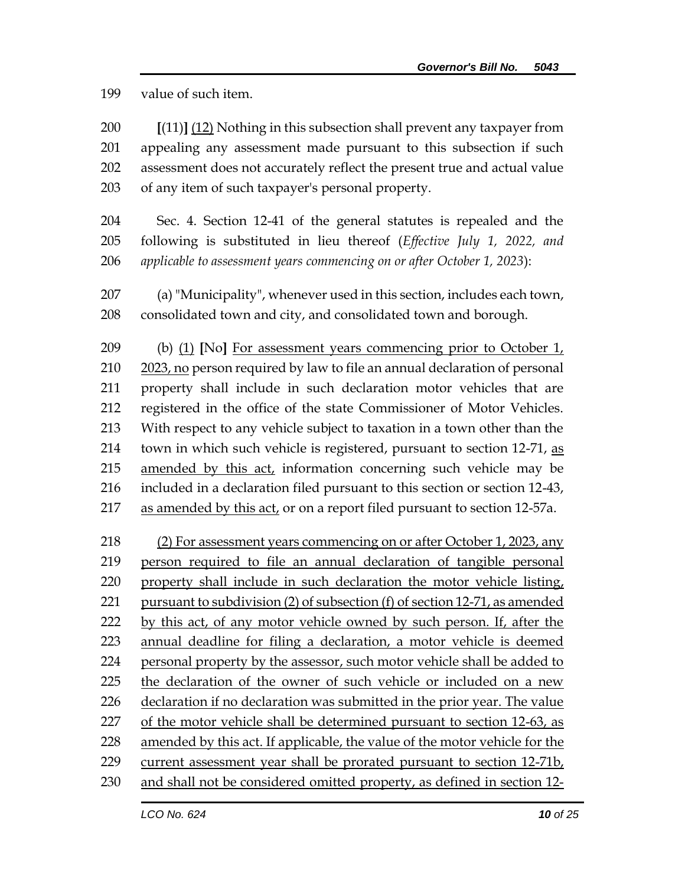value of such item.

[(11)] (12) Nothing in this subsection shall prevent any taxpayer from appealing any assessment made pursuant to this subsection if such assessment does not accurately reflect the present true and actual value of any item of such taxpayer's personal property.

Sec. 4. Section 12-41 of the general statutes is repealed and the following is substituted in lieu thereof (*Effective July 1, 2022, and applicable to assessment years commencing on or after October 1, 2023*):

(a) "Municipality", whenever used in this section, includes each town, consolidated town and city, and consolidated town and borough.

(b) (1) [No] For assessment years commencing prior to October 1, 2023, no person required by law to file an annual declaration of personal property shall include in such declaration motor vehicles that are registered in the office of the state Commissioner of Motor Vehicles. With respect to any vehicle subject to taxation in a town other than the town in which such vehicle is registered, pursuant to section 12-71, as amended by this act, information concerning such vehicle may be included in a declaration filed pursuant to this section or section 12-43, as amended by this act, or on a report filed pursuant to section 12-57a.

(2) For assessment years commencing on or after October 1, 2023, any person required to file an annual declaration of tangible personal property shall include in such declaration the motor vehicle listing, pursuant to subdivision (2) of subsection (f) of section 12-71, as amended by this act, of any motor vehicle owned by such person. If, after the annual deadline for filing a declaration, a motor vehicle is deemed personal property by the assessor, such motor vehicle shall be added to the declaration of the owner of such vehicle or included on a new declaration if no declaration was submitted in the prior year. The value of the motor vehicle shall be determined pursuant to section 12-63, as amended by this act. If applicable, the value of the motor vehicle for the current assessment year shall be prorated pursuant to section 12-71b, and shall not be considered omitted property, as defined in section 12-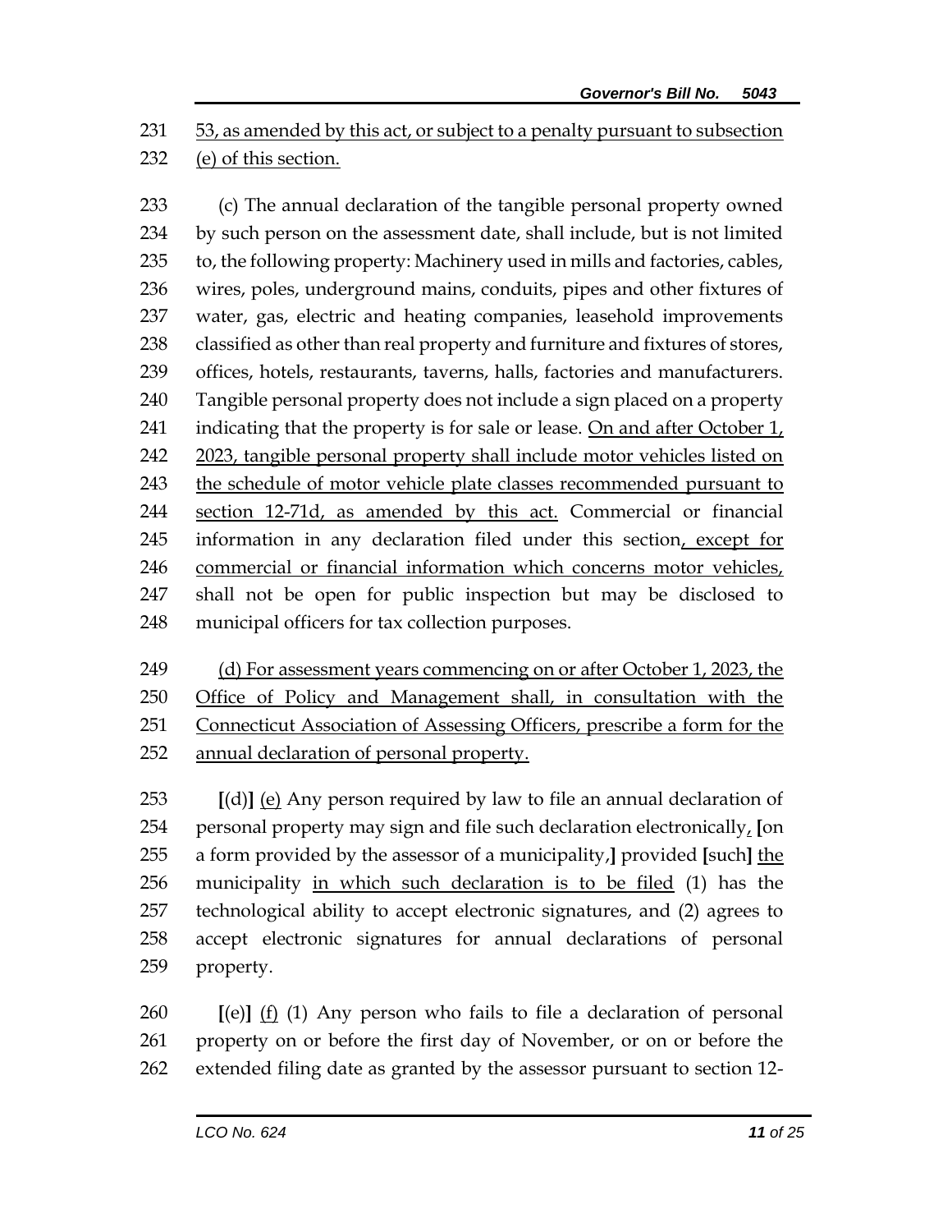231 53, as amended by this act, or subject to a penalty pursuant to subsection
232 (e) of this section.

233 (c) The annual declaration of the tangible personal property owned
234 by such person on the assessment date, shall include, but is not limited
235 to, the following property: Machinery used in mills and factories, cables,
236 wires, poles, underground mains, conduits, pipes and other fixtures of
237 water, gas, electric and heating companies, leasehold improvements
238 classified as other than real property and furniture and fixtures of stores,
239 offices, hotels, restaurants, taverns, halls, factories and manufacturers.
240 Tangible personal property does not include a sign placed on a property
241 indicating that the property is for sale or lease. On and after October 1,
242 2023, tangible personal property shall include motor vehicles listed on
243 the schedule of motor vehicle plate classes recommended pursuant to
244 section 12-71d, as amended by this act. Commercial or financial
245 information in any declaration filed under this section, except for
246 commercial or financial information which concerns motor vehicles,
247 shall not be open for public inspection but may be disclosed to
248 municipal officers for tax collection purposes.

249 (d) For assessment years commencing on or after October 1, 2023, the
250 Office of Policy and Management shall, in consultation with the
251 Connecticut Association of Assessing Officers, prescribe a form for the
252 annual declaration of personal property.

253 [(d)] (e) Any person required by law to file an annual declaration of
254 personal property may sign and file such declaration electronically, [on
255 a form provided by the assessor of a municipality,] provided [such] the
256 municipality in which such declaration is to be filed (1) has the
257 technological ability to accept electronic signatures, and (2) agrees to
258 accept electronic signatures for annual declarations of personal
259 property.

260 [(e)] (f) (1) Any person who fails to file a declaration of personal
261 property on or before the first day of November, or on or before the
262 extended filing date as granted by the assessor pursuant to section 12-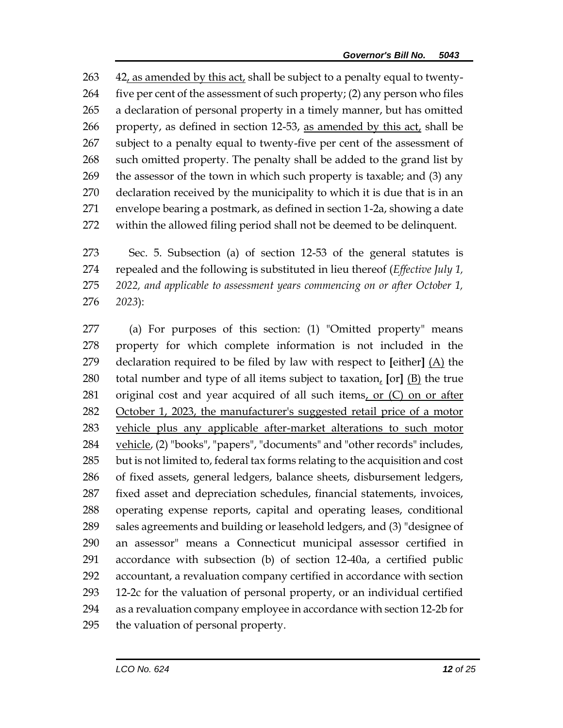42, as amended by this act, shall be subject to a penalty equal to twenty-five per cent of the assessment of such property; (2) any person who files a declaration of personal property in a timely manner, but has omitted property, as defined in section 12-53, as amended by this act, shall be subject to a penalty equal to twenty-five per cent of the assessment of such omitted property. The penalty shall be added to the grand list by the assessor of the town in which such property is taxable; and (3) any declaration received by the municipality to which it is due that is in an envelope bearing a postmark, as defined in section 1-2a, showing a date within the allowed filing period shall not be deemed to be delinquent.

Sec. 5. Subsection (a) of section 12-53 of the general statutes is repealed and the following is substituted in lieu thereof (*Effective July 1, 2022, and applicable to assessment years commencing on or after October 1, 2023*):

(a) For purposes of this section: (1) "Omitted property" means property for which complete information is not included in the declaration required to be filed by law with respect to **[**either**]** (A) the total number and type of all items subject to taxation, **[**or**]** (B) the true original cost and year acquired of all such items, or (C) on or after October 1, 2023, the manufacturer's suggested retail price of a motor vehicle plus any applicable after-market alterations to such motor vehicle, (2) "books", "papers", "documents" and "other records" includes, but is not limited to, federal tax forms relating to the acquisition and cost of fixed assets, general ledgers, balance sheets, disbursement ledgers, fixed asset and depreciation schedules, financial statements, invoices, operating expense reports, capital and operating leases, conditional sales agreements and building or leasehold ledgers, and (3) "designee of an assessor" means a Connecticut municipal assessor certified in accordance with subsection (b) of section 12-40a, a certified public accountant, a revaluation company certified in accordance with section 12-2c for the valuation of personal property, or an individual certified as a revaluation company employee in accordance with section 12-2b for the valuation of personal property.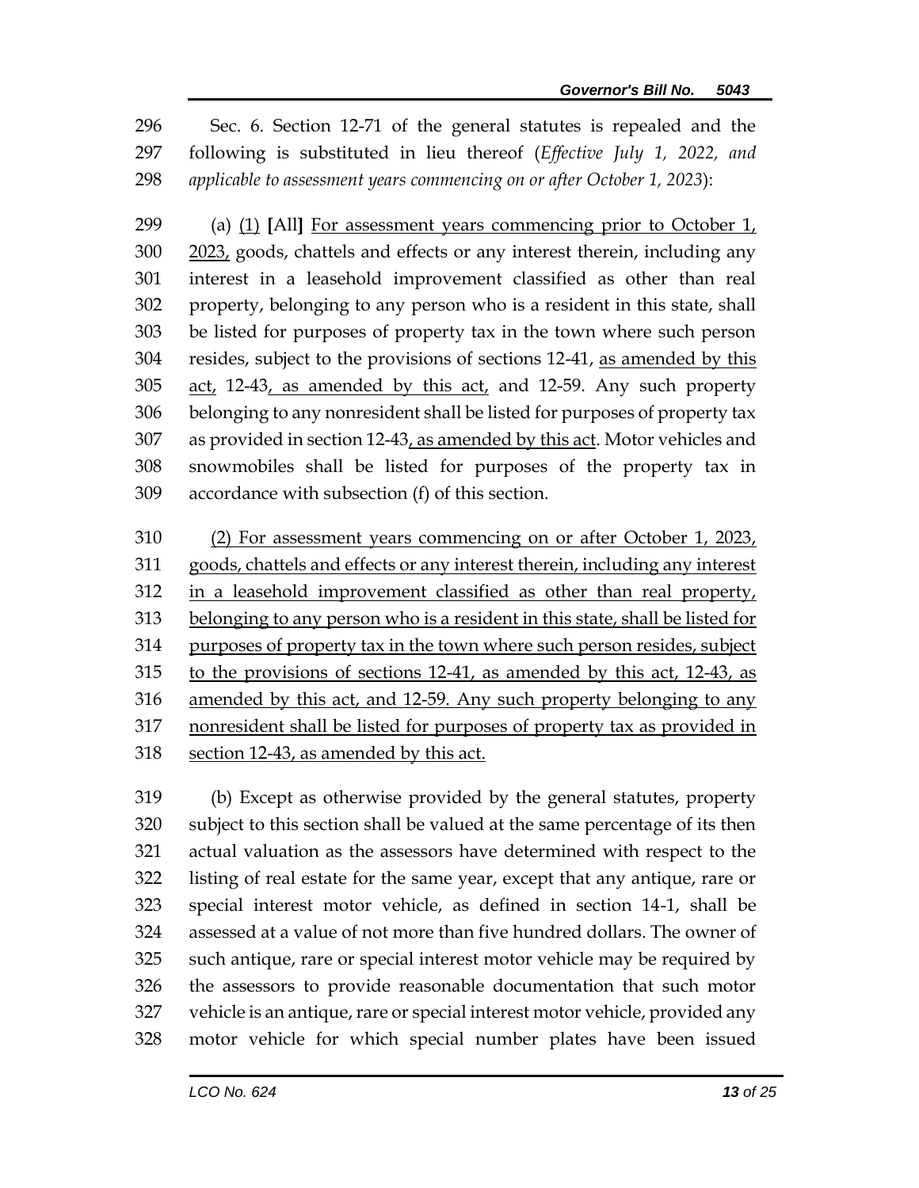Sec. 6. Section 12-71 of the general statutes is repealed and the following is substituted in lieu thereof (*Effective July 1, 2022, and applicable to assessment years commencing on or after October 1, 2023*):

(a) <u>(1)</u> **[**All**]** <u>For assessment years commencing prior to October 1, 2023,</u> goods, chattels and effects or any interest therein, including any interest in a leasehold improvement classified as other than real property, belonging to any person who is a resident in this state, shall be listed for purposes of property tax in the town where such person resides, subject to the provisions of sections 12-41, <u>as amended by this act,</u> 12-43<u>, as amended by this act,</u> and 12-59. Any such property belonging to any nonresident shall be listed for purposes of property tax as provided in section 12-43<u>, as amended by this act</u>. Motor vehicles and snowmobiles shall be listed for purposes of the property tax in accordance with subsection (f) of this section.

<u>(2) For assessment years commencing on or after October 1, 2023, goods, chattels and effects or any interest therein, including any interest in a leasehold improvement classified as other than real property, belonging to any person who is a resident in this state, shall be listed for purposes of property tax in the town where such person resides, subject to the provisions of sections 12-41, as amended by this act, 12-43, as amended by this act, and 12-59. Any such property belonging to any nonresident shall be listed for purposes of property tax as provided in section 12-43, as amended by this act.</u>

(b) Except as otherwise provided by the general statutes, property subject to this section shall be valued at the same percentage of its then actual valuation as the assessors have determined with respect to the listing of real estate for the same year, except that any antique, rare or special interest motor vehicle, as defined in section 14-1, shall be assessed at a value of not more than five hundred dollars. The owner of such antique, rare or special interest motor vehicle may be required by the assessors to provide reasonable documentation that such motor vehicle is an antique, rare or special interest motor vehicle, provided any motor vehicle for which special number plates have been issued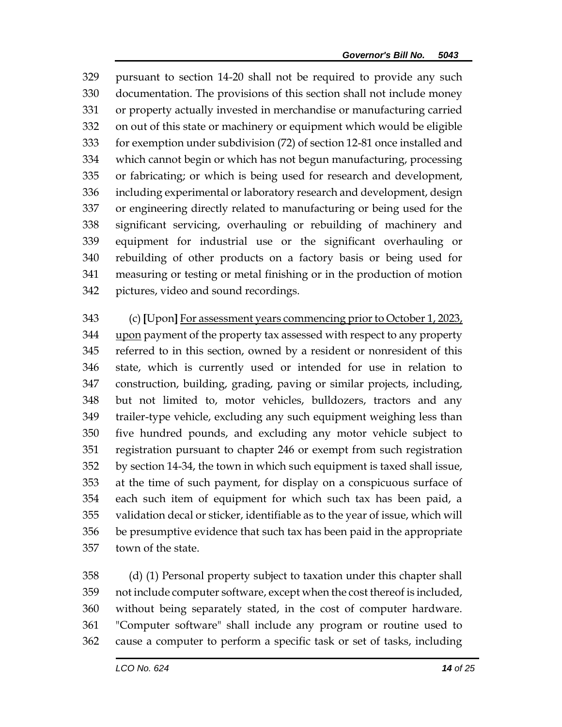pursuant to section 14-20 shall not be required to provide any such documentation. The provisions of this section shall not include money or property actually invested in merchandise or manufacturing carried on out of this state or machinery or equipment which would be eligible for exemption under subdivision (72) of section 12-81 once installed and which cannot begin or which has not begun manufacturing, processing or fabricating; or which is being used for research and development, including experimental or laboratory research and development, design or engineering directly related to manufacturing or being used for the significant servicing, overhauling or rebuilding of machinery and equipment for industrial use or the significant overhauling or rebuilding of other products on a factory basis or being used for measuring or testing or metal finishing or in the production of motion pictures, video and sound recordings.

(c) [Upon] <u>For assessment years commencing prior to October 1, 2023, upon</u> payment of the property tax assessed with respect to any property referred to in this section, owned by a resident or nonresident of this state, which is currently used or intended for use in relation to construction, building, grading, paving or similar projects, including, but not limited to, motor vehicles, bulldozers, tractors and any trailer-type vehicle, excluding any such equipment weighing less than five hundred pounds, and excluding any motor vehicle subject to registration pursuant to chapter 246 or exempt from such registration by section 14-34, the town in which such equipment is taxed shall issue, at the time of such payment, for display on a conspicuous surface of each such item of equipment for which such tax has been paid, a validation decal or sticker, identifiable as to the year of issue, which will be presumptive evidence that such tax has been paid in the appropriate town of the state.

(d) (1) Personal property subject to taxation under this chapter shall not include computer software, except when the cost thereof is included, without being separately stated, in the cost of computer hardware. "Computer software" shall include any program or routine used to cause a computer to perform a specific task or set of tasks, including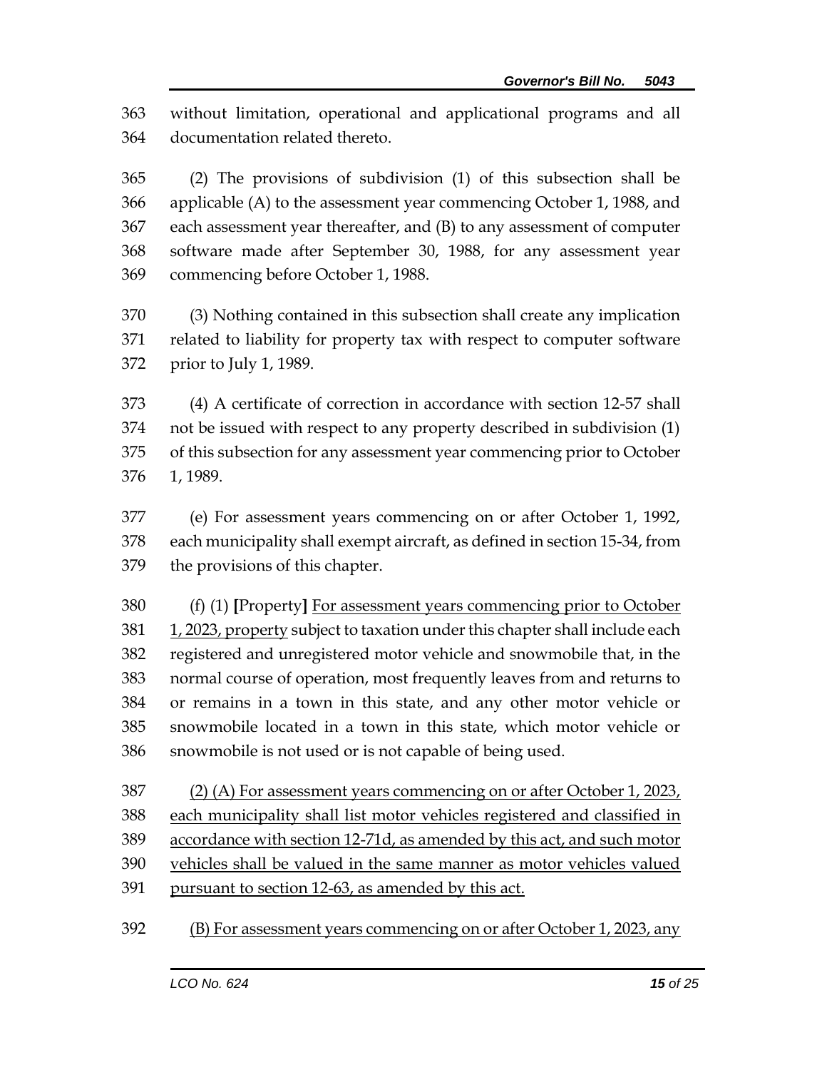without limitation, operational and applicational programs and all documentation related thereto.

(2) The provisions of subdivision (1) of this subsection shall be applicable (A) to the assessment year commencing October 1, 1988, and each assessment year thereafter, and (B) to any assessment of computer software made after September 30, 1988, for any assessment year commencing before October 1, 1988.

(3) Nothing contained in this subsection shall create any implication related to liability for property tax with respect to computer software prior to July 1, 1989.

(4) A certificate of correction in accordance with section 12-57 shall not be issued with respect to any property described in subdivision (1) of this subsection for any assessment year commencing prior to October 1, 1989.

(e) For assessment years commencing on or after October 1, 1992, each municipality shall exempt aircraft, as defined in section 15-34, from the provisions of this chapter.

(f) (1) **[**Property**]** <u>For assessment years commencing prior to October 1, 2023, property</u> subject to taxation under this chapter shall include each registered and unregistered motor vehicle and snowmobile that, in the normal course of operation, most frequently leaves from and returns to or remains in a town in this state, and any other motor vehicle or snowmobile located in a town in this state, which motor vehicle or snowmobile is not used or is not capable of being used.

<u>(2) (A) For assessment years commencing on or after October 1, 2023, each municipality shall list motor vehicles registered and classified in accordance with section 12-71d, as amended by this act, and such motor vehicles shall be valued in the same manner as motor vehicles valued pursuant to section 12-63, as amended by this act.</u>

<u>(B) For assessment years commencing on or after October 1, 2023, any</u>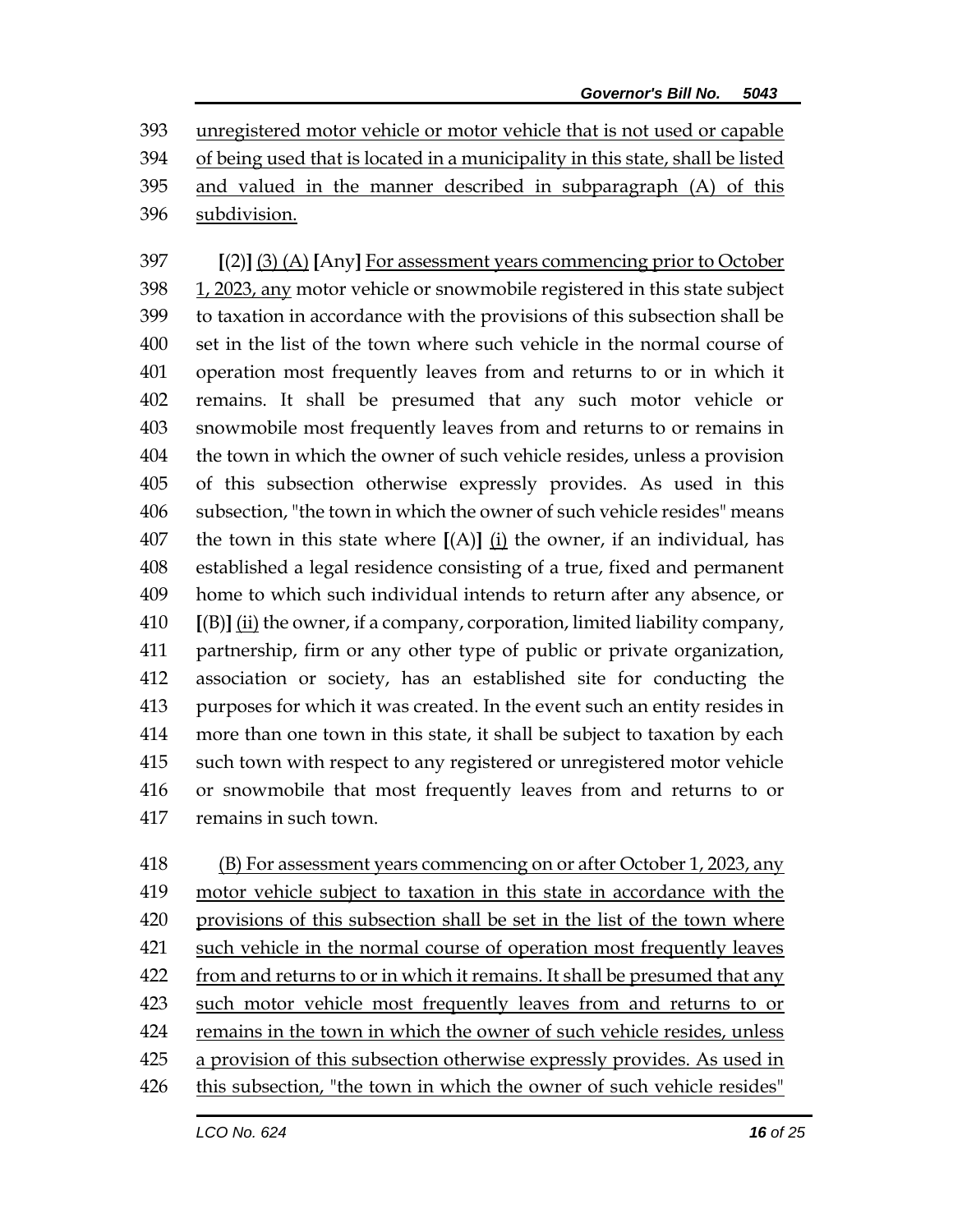393 unregistered motor vehicle or motor vehicle that is not used or capable
394 of being used that is located in a municipality in this state, shall be listed
395 and valued in the manner described in subparagraph (A) of this
396 subdivision.

397 [(2)] (3) (A) [Any] For assessment years commencing prior to October
398 1, 2023, any motor vehicle or snowmobile registered in this state subject
399 to taxation in accordance with the provisions of this subsection shall be
400 set in the list of the town where such vehicle in the normal course of
401 operation most frequently leaves from and returns to or in which it
402 remains. It shall be presumed that any such motor vehicle or
403 snowmobile most frequently leaves from and returns to or remains in
404 the town in which the owner of such vehicle resides, unless a provision
405 of this subsection otherwise expressly provides. As used in this
406 subsection, "the town in which the owner of such vehicle resides" means
407 the town in this state where [(A)] (i) the owner, if an individual, has
408 established a legal residence consisting of a true, fixed and permanent
409 home to which such individual intends to return after any absence, or
410 [(B)] (ii) the owner, if a company, corporation, limited liability company,
411 partnership, firm or any other type of public or private organization,
412 association or society, has an established site for conducting the
413 purposes for which it was created. In the event such an entity resides in
414 more than one town in this state, it shall be subject to taxation by each
415 such town with respect to any registered or unregistered motor vehicle
416 or snowmobile that most frequently leaves from and returns to or
417 remains in such town.

418 (B) For assessment years commencing on or after October 1, 2023, any
419 motor vehicle subject to taxation in this state in accordance with the
420 provisions of this subsection shall be set in the list of the town where
421 such vehicle in the normal course of operation most frequently leaves
422 from and returns to or in which it remains. It shall be presumed that any
423 such motor vehicle most frequently leaves from and returns to or
424 remains in the town in which the owner of such vehicle resides, unless
425 a provision of this subsection otherwise expressly provides. As used in
426 this subsection, "the town in which the owner of such vehicle resides"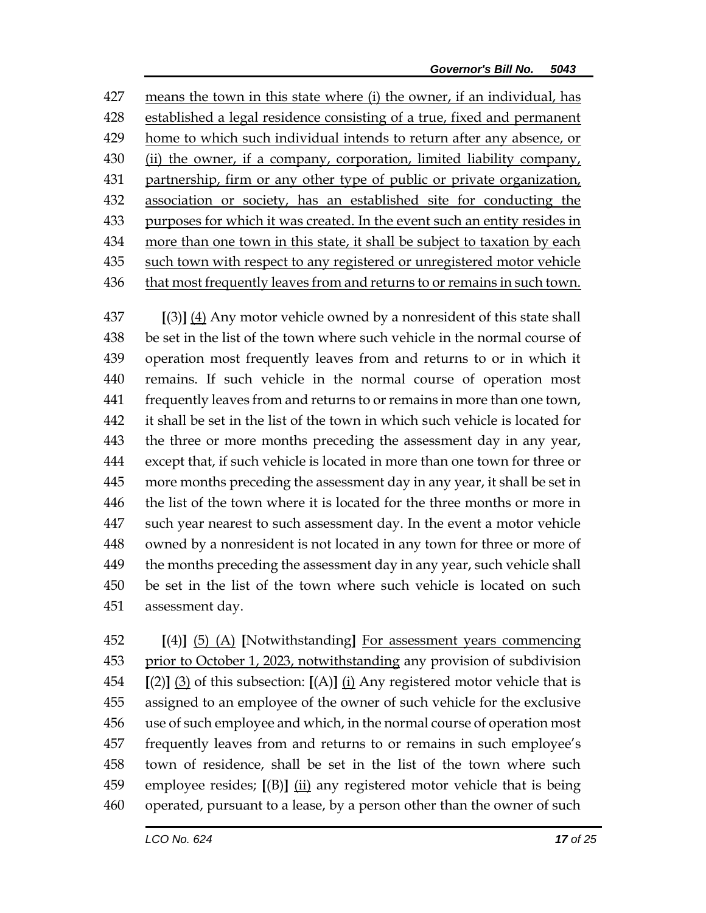427 means the town in this state where (i) the owner, if an individual, has
428 established a legal residence consisting of a true, fixed and permanent
429 home to which such individual intends to return after any absence, or
430 (ii) the owner, if a company, corporation, limited liability company,
431 partnership, firm or any other type of public or private organization,
432 association or society, has an established site for conducting the
433 purposes for which it was created. In the event such an entity resides in
434 more than one town in this state, it shall be subject to taxation by each
435 such town with respect to any registered or unregistered motor vehicle
436 that most frequently leaves from and returns to or remains in such town.

437 [(3)] (4) Any motor vehicle owned by a nonresident of this state shall
438 be set in the list of the town where such vehicle in the normal course of
439 operation most frequently leaves from and returns to or in which it
440 remains. If such vehicle in the normal course of operation most
441 frequently leaves from and returns to or remains in more than one town,
442 it shall be set in the list of the town in which such vehicle is located for
443 the three or more months preceding the assessment day in any year,
444 except that, if such vehicle is located in more than one town for three or
445 more months preceding the assessment day in any year, it shall be set in
446 the list of the town where it is located for the three months or more in
447 such year nearest to such assessment day. In the event a motor vehicle
448 owned by a nonresident is not located in any town for three or more of
449 the months preceding the assessment day in any year, such vehicle shall
450 be set in the list of the town where such vehicle is located on such
451 assessment day.

452 [(4)] (5) (A) [Notwithstanding] For assessment years commencing
453 prior to October 1, 2023, notwithstanding any provision of subdivision
454 [(2)] (3) of this subsection: [(A)] (i) Any registered motor vehicle that is
455 assigned to an employee of the owner of such vehicle for the exclusive
456 use of such employee and which, in the normal course of operation most
457 frequently leaves from and returns to or remains in such employee's
458 town of residence, shall be set in the list of the town where such
459 employee resides; [(B)] (ii) any registered motor vehicle that is being
460 operated, pursuant to a lease, by a person other than the owner of such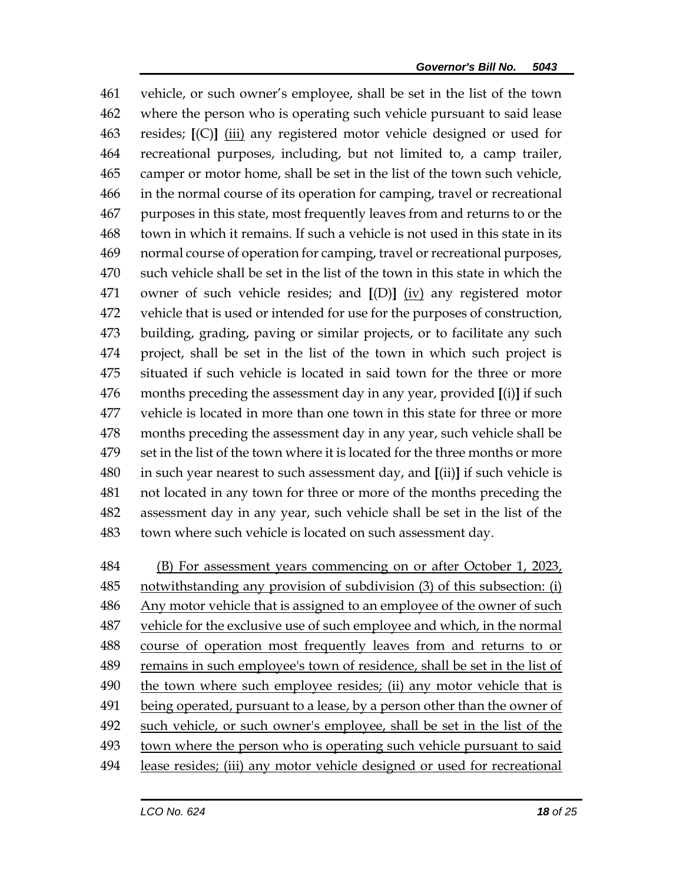461 vehicle, or such owner's employee, shall be set in the list of the town
462 where the person who is operating such vehicle pursuant to said lease
463 resides; **[**(C)**]** <u>(iii)</u> any registered motor vehicle designed or used for
464 recreational purposes, including, but not limited to, a camp trailer,
465 camper or motor home, shall be set in the list of the town such vehicle,
466 in the normal course of its operation for camping, travel or recreational
467 purposes in this state, most frequently leaves from and returns to or the
468 town in which it remains. If such a vehicle is not used in this state in its
469 normal course of operation for camping, travel or recreational purposes,
470 such vehicle shall be set in the list of the town in this state in which the
471 owner of such vehicle resides; and **[**(D)**]** <u>(iv)</u> any registered motor
472 vehicle that is used or intended for use for the purposes of construction,
473 building, grading, paving or similar projects, or to facilitate any such
474 project, shall be set in the list of the town in which such project is
475 situated if such vehicle is located in said town for the three or more
476 months preceding the assessment day in any year, provided **[**(i)**]** if such
477 vehicle is located in more than one town in this state for three or more
478 months preceding the assessment day in any year, such vehicle shall be
479 set in the list of the town where it is located for the three months or more
480 in such year nearest to such assessment day, and **[**(ii)**]** if such vehicle is
481 not located in any town for three or more of the months preceding the
482 assessment day in any year, such vehicle shall be set in the list of the
483 town where such vehicle is located on such assessment day.

484 <u>(B) For assessment years commencing on or after October 1, 2023,</u>
485 <u>notwithstanding any provision of subdivision (3) of this subsection: (i)</u>
486 <u>Any motor vehicle that is assigned to an employee of the owner of such</u>
487 <u>vehicle for the exclusive use of such employee and which, in the normal</u>
488 <u>course of operation most frequently leaves from and returns to or</u>
489 <u>remains in such employee's town of residence, shall be set in the list of</u>
490 <u>the town where such employee resides; (ii) any motor vehicle that is</u>
491 <u>being operated, pursuant to a lease, by a person other than the owner of</u>
492 <u>such vehicle, or such owner's employee, shall be set in the list of the</u>
493 <u>town where the person who is operating such vehicle pursuant to said</u>
494 <u>lease resides; (iii) any motor vehicle designed or used for recreational</u>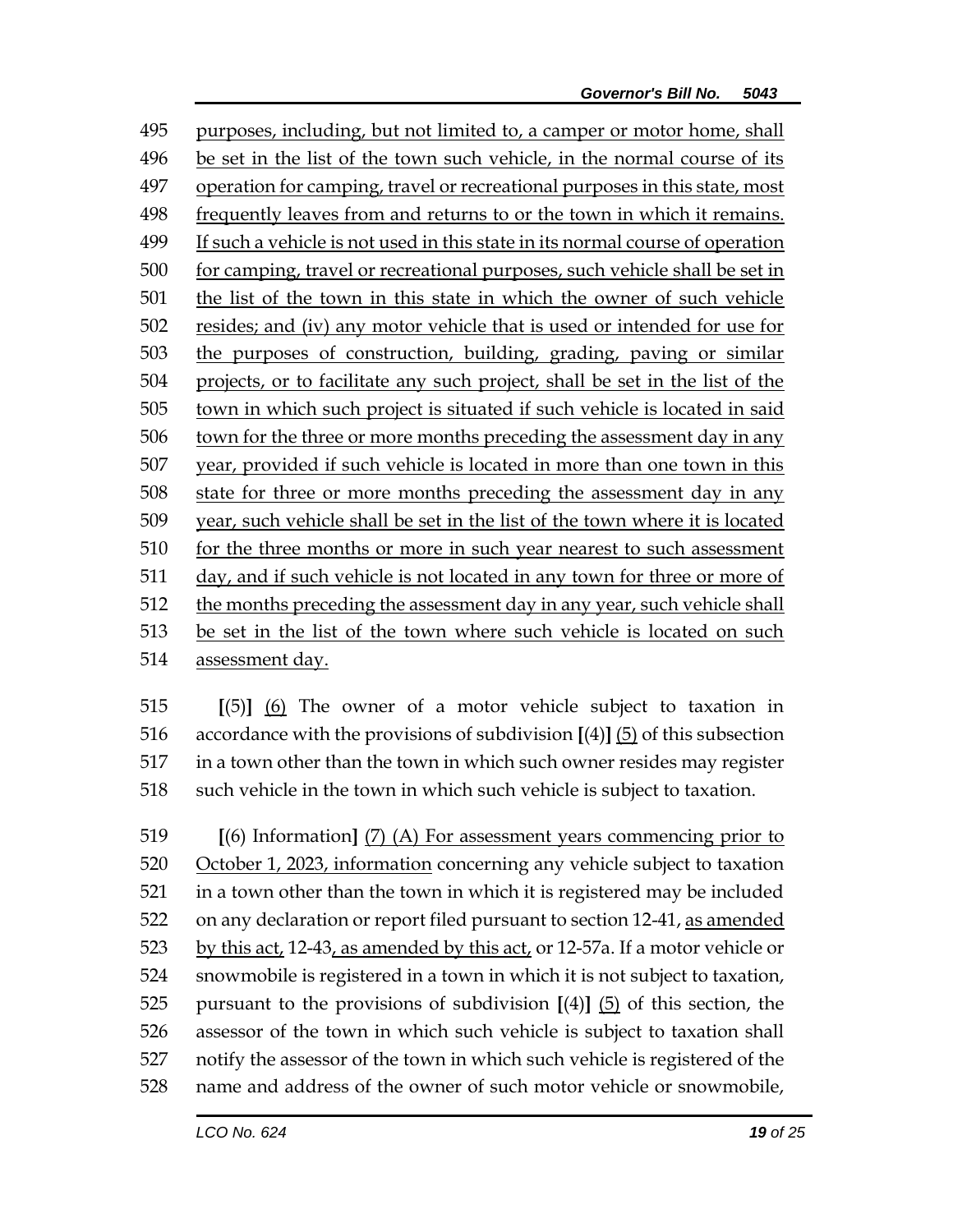495 purposes, including, but not limited to, a camper or motor home, shall
496 be set in the list of the town such vehicle, in the normal course of its
497 operation for camping, travel or recreational purposes in this state, most
498 frequently leaves from and returns to or the town in which it remains.
499 If such a vehicle is not used in this state in its normal course of operation
500 for camping, travel or recreational purposes, such vehicle shall be set in
501 the list of the town in this state in which the owner of such vehicle
502 resides; and (iv) any motor vehicle that is used or intended for use for
503 the purposes of construction, building, grading, paving or similar
504 projects, or to facilitate any such project, shall be set in the list of the
505 town in which such project is situated if such vehicle is located in said
506 town for the three or more months preceding the assessment day in any
507 year, provided if such vehicle is located in more than one town in this
508 state for three or more months preceding the assessment day in any
509 year, such vehicle shall be set in the list of the town where it is located
510 for the three months or more in such year nearest to such assessment
511 day, and if such vehicle is not located in any town for three or more of
512 the months preceding the assessment day in any year, such vehicle shall
513 be set in the list of the town where such vehicle is located on such
514 assessment day.

515 [(5)] (6) The owner of a motor vehicle subject to taxation in
516 accordance with the provisions of subdivision [(4)] (5) of this subsection
517 in a town other than the town in which such owner resides may register
518 such vehicle in the town in which such vehicle is subject to taxation.

519 [(6) Information] (7) (A) For assessment years commencing prior to
520 October 1, 2023, information concerning any vehicle subject to taxation
521 in a town other than the town in which it is registered may be included
522 on any declaration or report filed pursuant to section 12-41, as amended
523 by this act, 12-43, as amended by this act, or 12-57a. If a motor vehicle or
524 snowmobile is registered in a town in which it is not subject to taxation,
525 pursuant to the provisions of subdivision [(4)] (5) of this section, the
526 assessor of the town in which such vehicle is subject to taxation shall
527 notify the assessor of the town in which such vehicle is registered of the
528 name and address of the owner of such motor vehicle or snowmobile,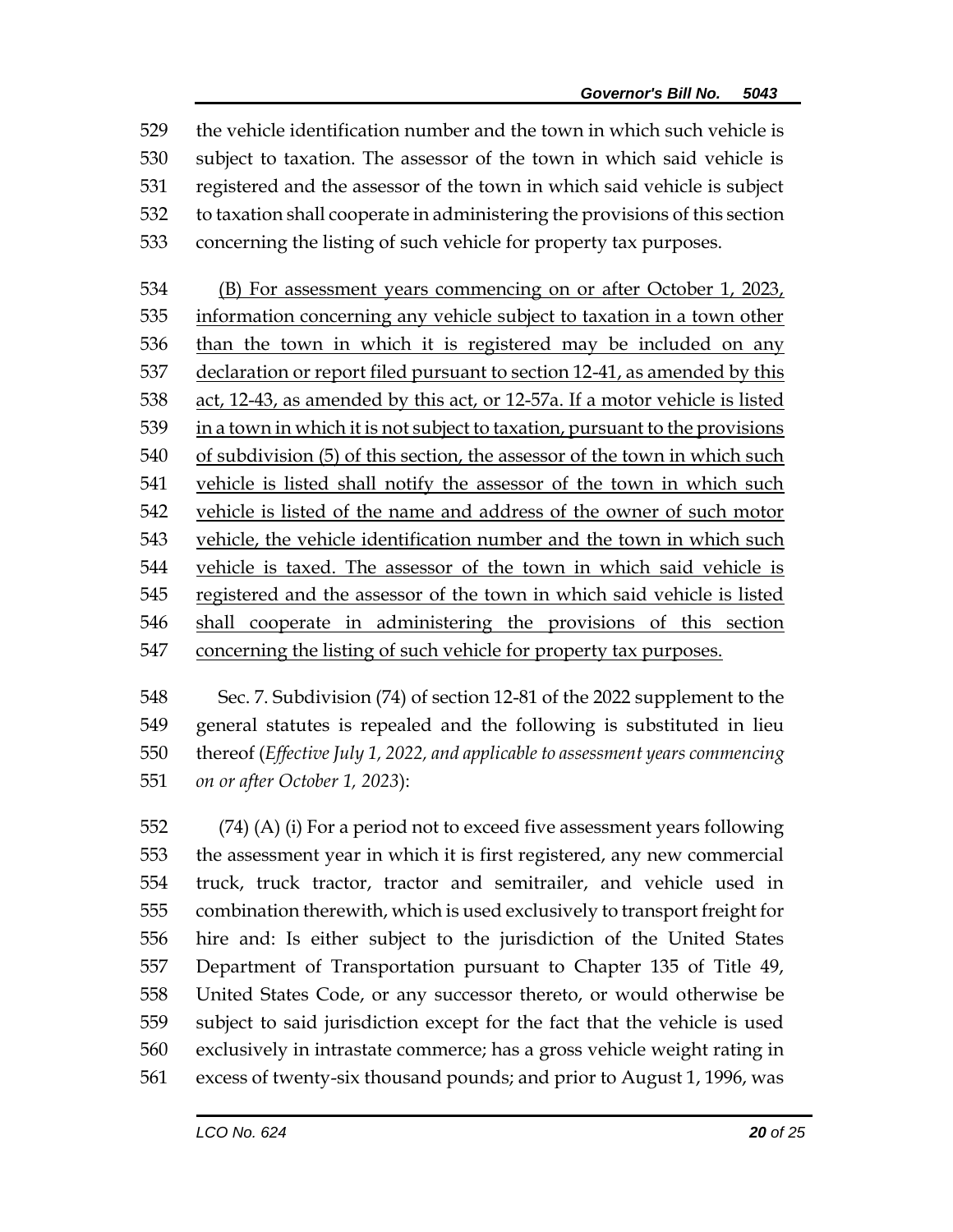529 the vehicle identification number and the town in which such vehicle is
530 subject to taxation. The assessor of the town in which said vehicle is
531 registered and the assessor of the town in which said vehicle is subject
532 to taxation shall cooperate in administering the provisions of this section
533 concerning the listing of such vehicle for property tax purposes.

534 <u>(B) For assessment years commencing on or after October 1, 2023,</u>
535 <u>information concerning any vehicle subject to taxation in a town other</u>
536 <u>than the town in which it is registered may be included on any</u>
537 <u>declaration or report filed pursuant to section 12-41, as amended by this</u>
538 <u>act, 12-43, as amended by this act, or 12-57a. If a motor vehicle is listed</u>
539 <u>in a town in which it is not subject to taxation, pursuant to the provisions</u>
540 <u>of subdivision (5) of this section, the assessor of the town in which such</u>
541 <u>vehicle is listed shall notify the assessor of the town in which such</u>
542 <u>vehicle is listed of the name and address of the owner of such motor</u>
543 <u>vehicle, the vehicle identification number and the town in which such</u>
544 <u>vehicle is taxed. The assessor of the town in which said vehicle is</u>
545 <u>registered and the assessor of the town in which said vehicle is listed</u>
546 <u>shall cooperate in administering the provisions of this section</u>
547 <u>concerning the listing of such vehicle for property tax purposes.</u>

548 Sec. 7. Subdivision (74) of section 12-81 of the 2022 supplement to the
549 general statutes is repealed and the following is substituted in lieu
550 thereof (*Effective July 1, 2022, and applicable to assessment years commencing*
551 *on or after October 1, 2023*):

552 (74) (A) (i) For a period not to exceed five assessment years following
553 the assessment year in which it is first registered, any new commercial
554 truck, truck tractor, tractor and semitrailer, and vehicle used in
555 combination therewith, which is used exclusively to transport freight for
556 hire and: Is either subject to the jurisdiction of the United States
557 Department of Transportation pursuant to Chapter 135 of Title 49,
558 United States Code, or any successor thereto, or would otherwise be
559 subject to said jurisdiction except for the fact that the vehicle is used
560 exclusively in intrastate commerce; has a gross vehicle weight rating in
561 excess of twenty-six thousand pounds; and prior to August 1, 1996, was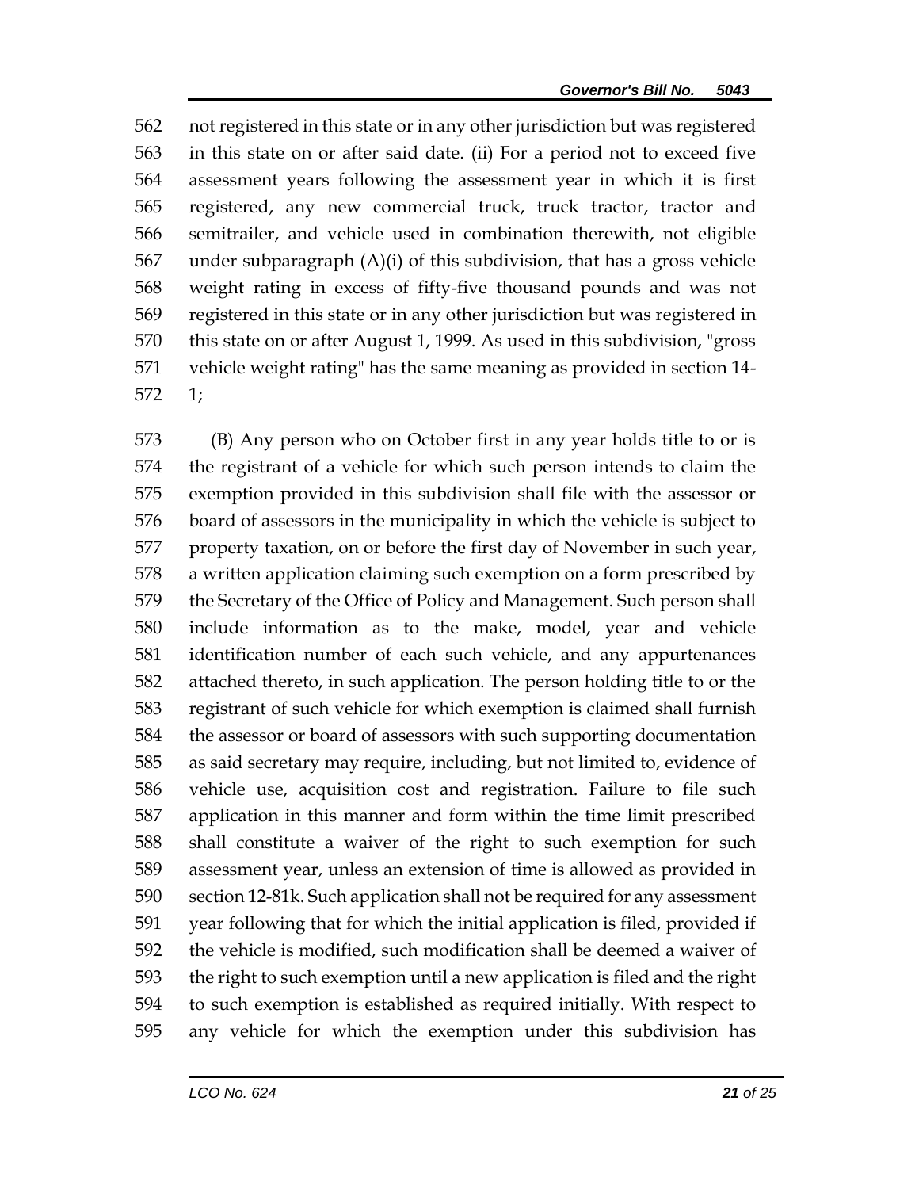not registered in this state or in any other jurisdiction but was registered in this state on or after said date. (ii) For a period not to exceed five assessment years following the assessment year in which it is first registered, any new commercial truck, truck tractor, tractor and semitrailer, and vehicle used in combination therewith, not eligible under subparagraph (A)(i) of this subdivision, that has a gross vehicle weight rating in excess of fifty-five thousand pounds and was not registered in this state or in any other jurisdiction but was registered in this state on or after August 1, 1999. As used in this subdivision, "gross vehicle weight rating" has the same meaning as provided in section 14-1;

(B) Any person who on October first in any year holds title to or is the registrant of a vehicle for which such person intends to claim the exemption provided in this subdivision shall file with the assessor or board of assessors in the municipality in which the vehicle is subject to property taxation, on or before the first day of November in such year, a written application claiming such exemption on a form prescribed by the Secretary of the Office of Policy and Management. Such person shall include information as to the make, model, year and vehicle identification number of each such vehicle, and any appurtenances attached thereto, in such application. The person holding title to or the registrant of such vehicle for which exemption is claimed shall furnish the assessor or board of assessors with such supporting documentation as said secretary may require, including, but not limited to, evidence of vehicle use, acquisition cost and registration. Failure to file such application in this manner and form within the time limit prescribed shall constitute a waiver of the right to such exemption for such assessment year, unless an extension of time is allowed as provided in section 12-81k. Such application shall not be required for any assessment year following that for which the initial application is filed, provided if the vehicle is modified, such modification shall be deemed a waiver of the right to such exemption until a new application is filed and the right to such exemption is established as required initially. With respect to any vehicle for which the exemption under this subdivision has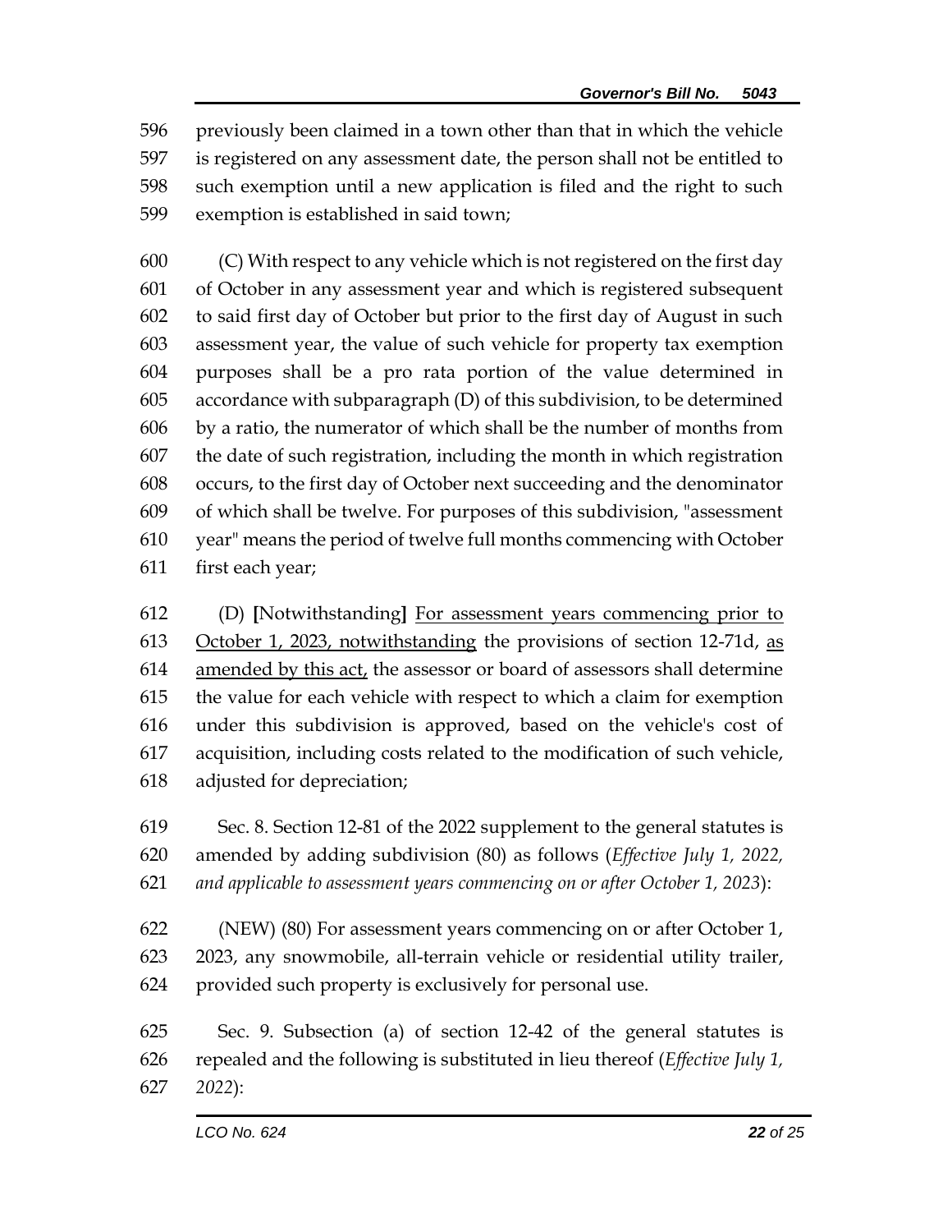previously been claimed in a town other than that in which the vehicle is registered on any assessment date, the person shall not be entitled to such exemption until a new application is filed and the right to such exemption is established in said town;

(C) With respect to any vehicle which is not registered on the first day of October in any assessment year and which is registered subsequent to said first day of October but prior to the first day of August in such assessment year, the value of such vehicle for property tax exemption purposes shall be a pro rata portion of the value determined in accordance with subparagraph (D) of this subdivision, to be determined by a ratio, the numerator of which shall be the number of months from the date of such registration, including the month in which registration occurs, to the first day of October next succeeding and the denominator of which shall be twelve. For purposes of this subdivision, "assessment year" means the period of twelve full months commencing with October first each year;

(D) **[**Notwithstanding**]** <u>For assessment years commencing prior to October 1, 2023, notwithstanding</u> the provisions of section 12-71d, <u>as amended by this act,</u> the assessor or board of assessors shall determine the value for each vehicle with respect to which a claim for exemption under this subdivision is approved, based on the vehicle's cost of acquisition, including costs related to the modification of such vehicle, adjusted for depreciation;

Sec. 8. Section 12-81 of the 2022 supplement to the general statutes is amended by adding subdivision (80) as follows (*Effective July 1, 2022, and applicable to assessment years commencing on or after October 1, 2023*):

(NEW) (80) For assessment years commencing on or after October 1, 2023, any snowmobile, all-terrain vehicle or residential utility trailer, provided such property is exclusively for personal use.

Sec. 9. Subsection (a) of section 12-42 of the general statutes is repealed and the following is substituted in lieu thereof (*Effective July 1, 2022*):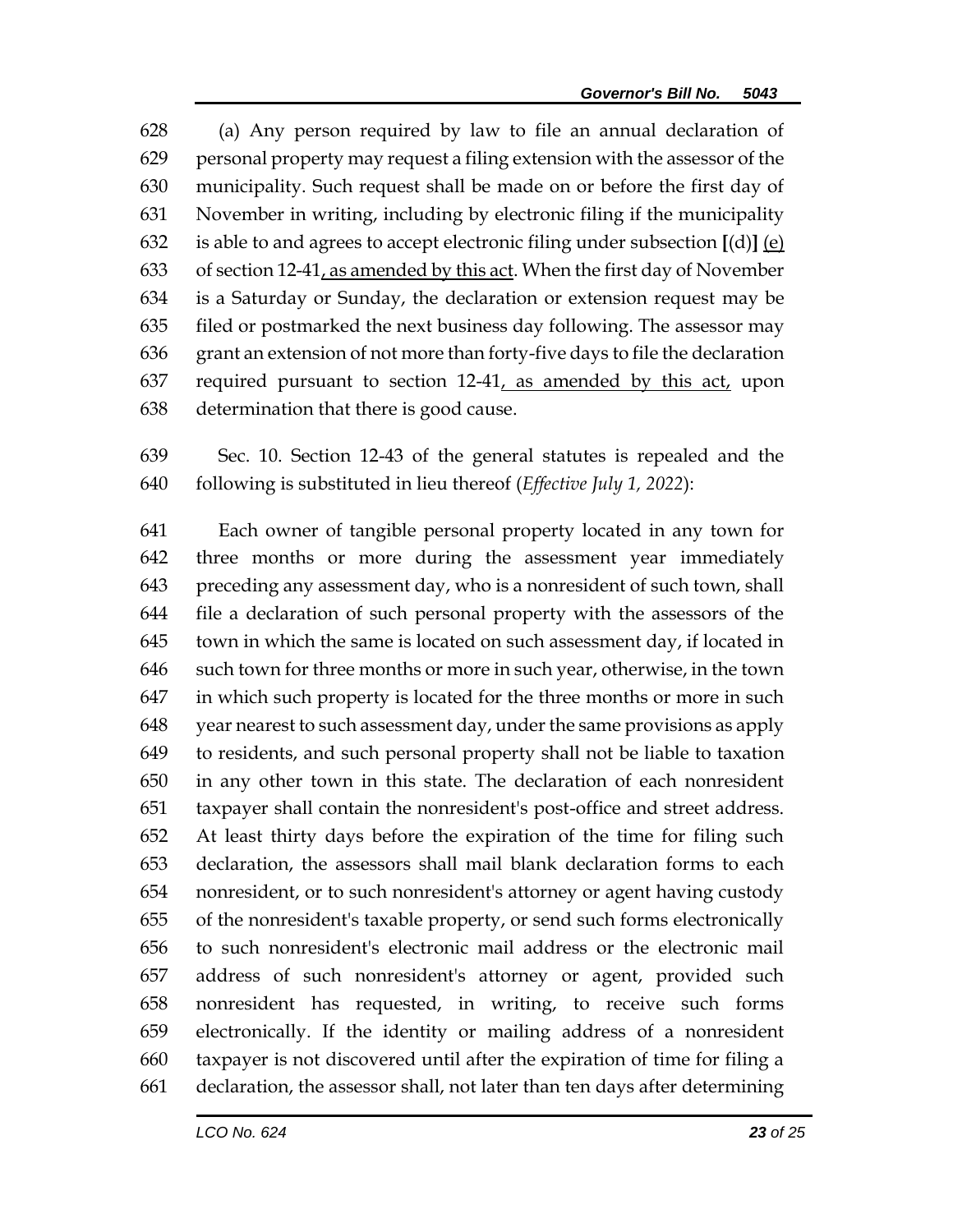628 (a) Any person required by law to file an annual declaration of
629 personal property may request a filing extension with the assessor of the
630 municipality. Such request shall be made on or before the first day of
631 November in writing, including by electronic filing if the municipality
632 is able to and agrees to accept electronic filing under subsection **[**(d)**]** <u>(e)</u>
633 of section 12-41<u>, as amended by this act</u>. When the first day of November
634 is a Saturday or Sunday, the declaration or extension request may be
635 filed or postmarked the next business day following. The assessor may
636 grant an extension of not more than forty-five days to file the declaration
637 required pursuant to section 12-41<u>, as amended by this act,</u> upon
638 determination that there is good cause.

639 Sec. 10. Section 12-43 of the general statutes is repealed and the
640 following is substituted in lieu thereof (*Effective July 1, 2022*):

641 Each owner of tangible personal property located in any town for
642 three months or more during the assessment year immediately
643 preceding any assessment day, who is a nonresident of such town, shall
644 file a declaration of such personal property with the assessors of the
645 town in which the same is located on such assessment day, if located in
646 such town for three months or more in such year, otherwise, in the town
647 in which such property is located for the three months or more in such
648 year nearest to such assessment day, under the same provisions as apply
649 to residents, and such personal property shall not be liable to taxation
650 in any other town in this state. The declaration of each nonresident
651 taxpayer shall contain the nonresident's post-office and street address.
652 At least thirty days before the expiration of the time for filing such
653 declaration, the assessors shall mail blank declaration forms to each
654 nonresident, or to such nonresident's attorney or agent having custody
655 of the nonresident's taxable property, or send such forms electronically
656 to such nonresident's electronic mail address or the electronic mail
657 address of such nonresident's attorney or agent, provided such
658 nonresident has requested, in writing, to receive such forms
659 electronically. If the identity or mailing address of a nonresident
660 taxpayer is not discovered until after the expiration of time for filing a
661 declaration, the assessor shall, not later than ten days after determining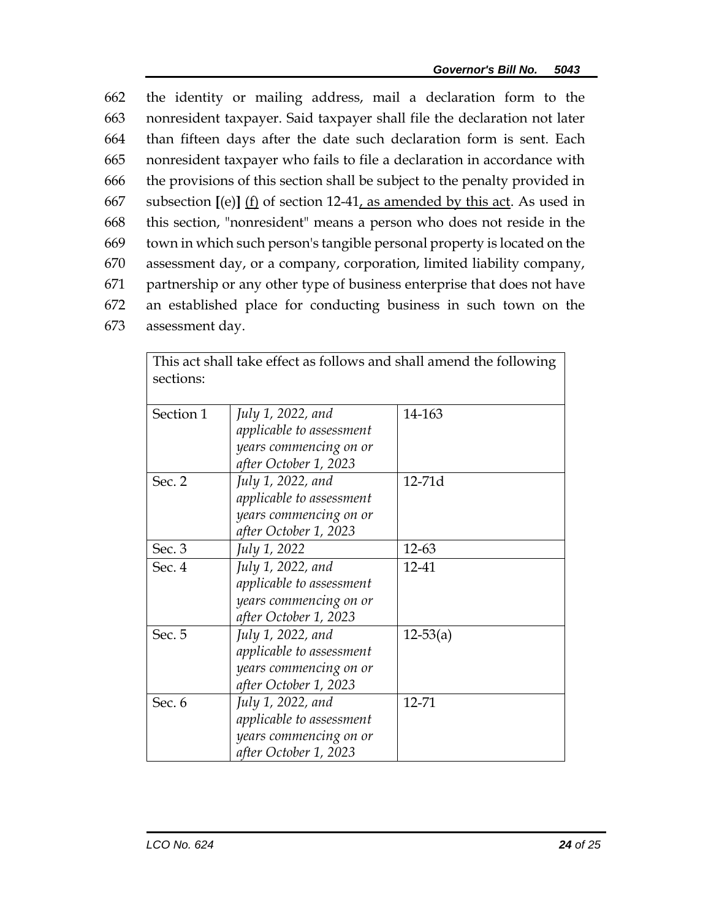662 the identity or mailing address, mail a declaration form to the
663 nonresident taxpayer. Said taxpayer shall file the declaration not later
664 than fifteen days after the date such declaration form is sent. Each
665 nonresident taxpayer who fails to file a declaration in accordance with
666 the provisions of this section shall be subject to the penalty provided in
667 subsection **[**(e)**]** <u>(f)</u> of section 12-41<u>, as amended by this act</u>. As used in
668 this section, "nonresident" means a person who does not reside in the
669 town in which such person's tangible personal property is located on the
670 assessment day, or a company, corporation, limited liability company,
671 partnership or any other type of business enterprise that does not have
672 an established place for conducting business in such town on the
673 assessment day.

| This act shall take effect as follows and shall amend the following sections: | | |
|---|---|---|
| Section 1 | *July 1, 2022, and applicable to assessment years commencing on or after October 1, 2023* | 14-163 |
| Sec. 2 | *July 1, 2022, and applicable to assessment years commencing on or after October 1, 2023* | 12-71d |
| Sec. 3 | *July 1, 2022* | 12-63 |
| Sec. 4 | *July 1, 2022, and applicable to assessment years commencing on or after October 1, 2023* | 12-41 |
| Sec. 5 | *July 1, 2022, and applicable to assessment years commencing on or after October 1, 2023* | 12-53(a) |
| Sec. 6 | *July 1, 2022, and applicable to assessment years commencing on or after October 1, 2023* | 12-71 |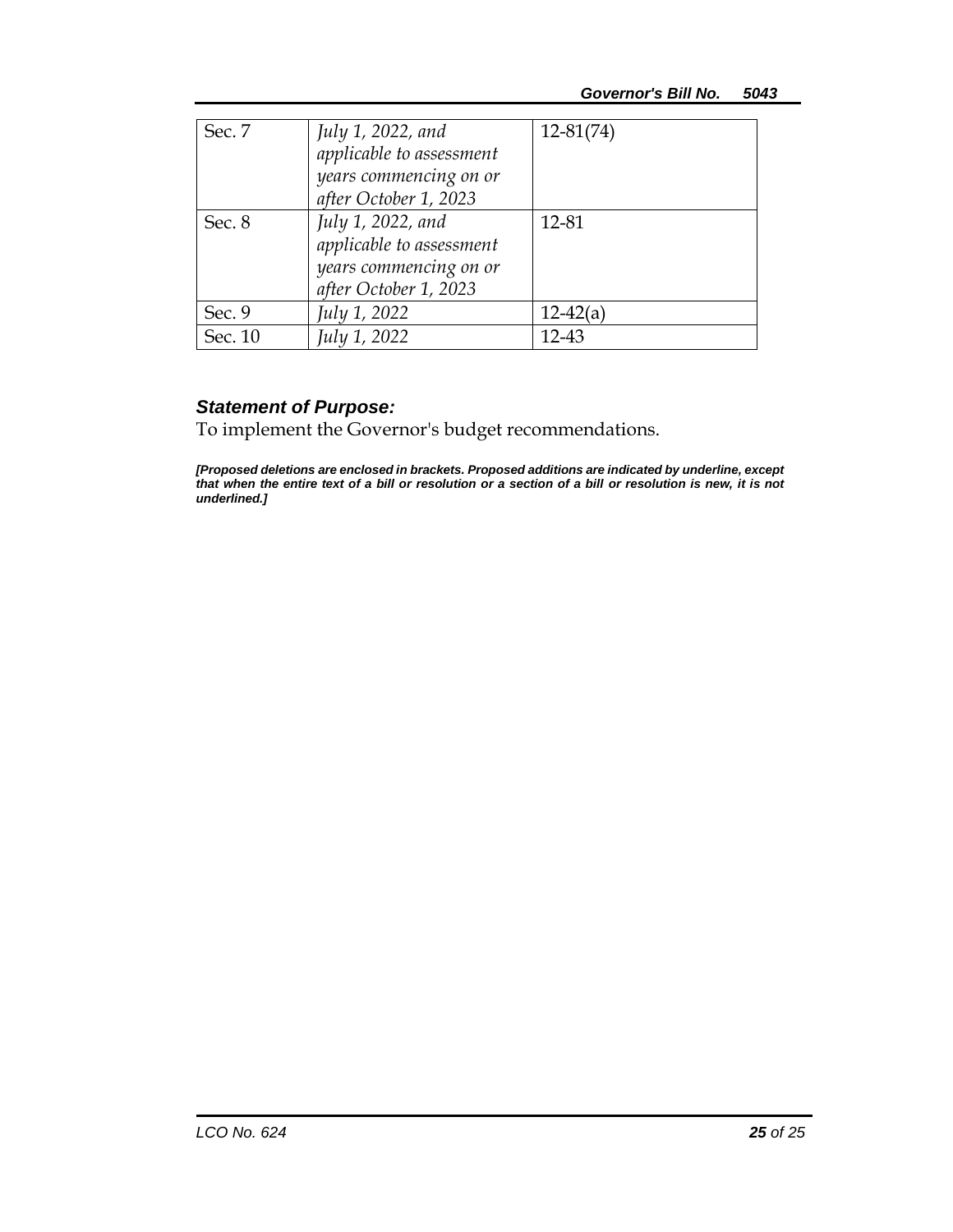| | | |
|---|---|---|
| Sec. 7 | *July 1, 2022, and applicable to assessment years commencing on or after October 1, 2023* | 12-81(74) |
| Sec. 8 | *July 1, 2022, and applicable to assessment years commencing on or after October 1, 2023* | 12-81 |
| Sec. 9 | *July 1, 2022* | 12-42(a) |
| Sec. 10 | *July 1, 2022* | 12-43 |

### *Statement of Purpose:*

To implement the Governor's budget recommendations.

***[Proposed deletions are enclosed in brackets. Proposed additions are indicated by underline, except that when the entire text of a bill or resolution or a section of a bill or resolution is new, it is not underlined.]***